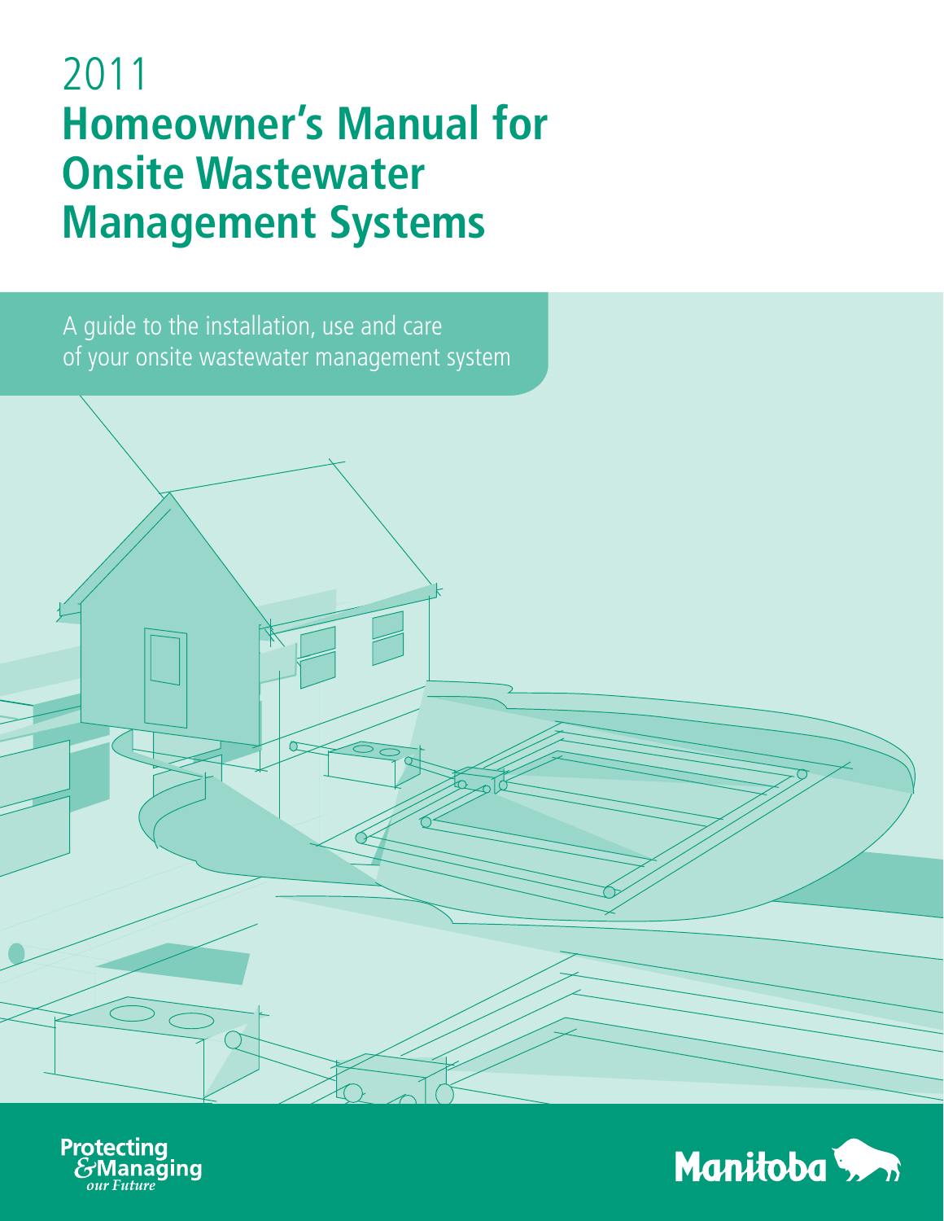# 2011 Homeowner's Manual for Onsite Wastewater Management Systems

A guide to the installation, use and care of your onsite wastewater management system

Protecting &Managing *our Future*

Manitoba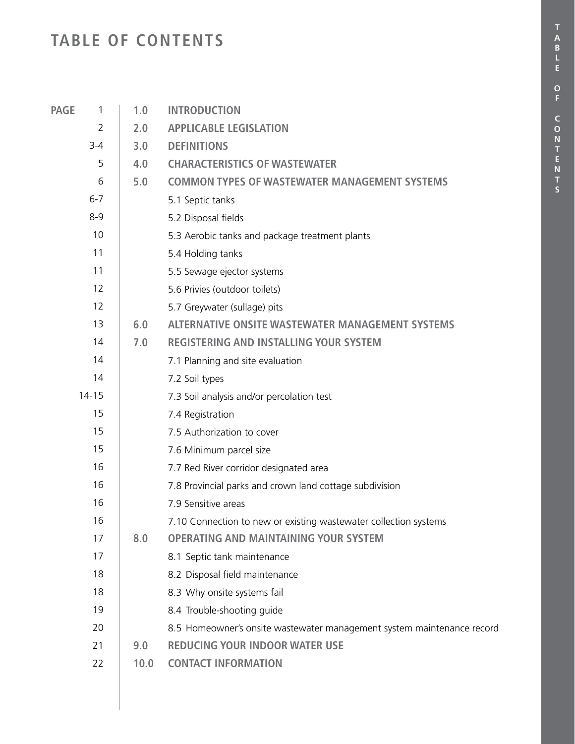# TABLE OF CONTENTS

| PAGE | | |
|---|---|---|
| 1 | 1.0 | **INTRODUCTION** |
| 2 | 2.0 | **APPLICABLE LEGISLATION** |
| 3-4 | 3.0 | **DEFINITIONS** |
| 5 | 4.0 | **CHARACTERISTICS OF WASTEWATER** |
| 6 | 5.0 | **COMMON TYPES OF WASTEWATER MANAGEMENT SYSTEMS** |
| 6-7 | | 5.1 Septic tanks |
| 8-9 | | 5.2 Disposal fields |
| 10 | | 5.3 Aerobic tanks and package treatment plants |
| 11 | | 5.4 Holding tanks |
| 11 | | 5.5 Sewage ejector systems |
| 12 | | 5.6 Privies (outdoor toilets) |
| 12 | | 5.7 Greywater (sullage) pits |
| 13 | 6.0 | **ALTERNATIVE ONSITE WASTEWATER MANAGEMENT SYSTEMS** |
| 14 | 7.0 | **REGISTERING AND INSTALLING YOUR SYSTEM** |
| 14 | | 7.1 Planning and site evaluation |
| 14 | | 7.2 Soil types |
| 14-15 | | 7.3 Soil analysis and/or percolation test |
| 15 | | 7.4 Registration |
| 15 | | 7.5 Authorization to cover |
| 15 | | 7.6 Minimum parcel size |
| 16 | | 7.7 Red River corridor designated area |
| 16 | | 7.8 Provincial parks and crown land cottage subdivision |
| 16 | | 7.9 Sensitive areas |
| 16 | | 7.10 Connection to new or existing wastewater collection systems |
| 17 | 8.0 | **OPERATING AND MAINTAINING YOUR SYSTEM** |
| 17 | | 8.1 Septic tank maintenance |
| 18 | | 8.2 Disposal field maintenance |
| 18 | | 8.3 Why onsite systems fail |
| 19 | | 8.4 Trouble-shooting guide |
| 20 | | 8.5 Homeowner's onsite wastewater management system maintenance record |
| 21 | 9.0 | **REDUCING YOUR INDOOR WATER USE** |
| 22 | 10.0 | **CONTACT INFORMATION** |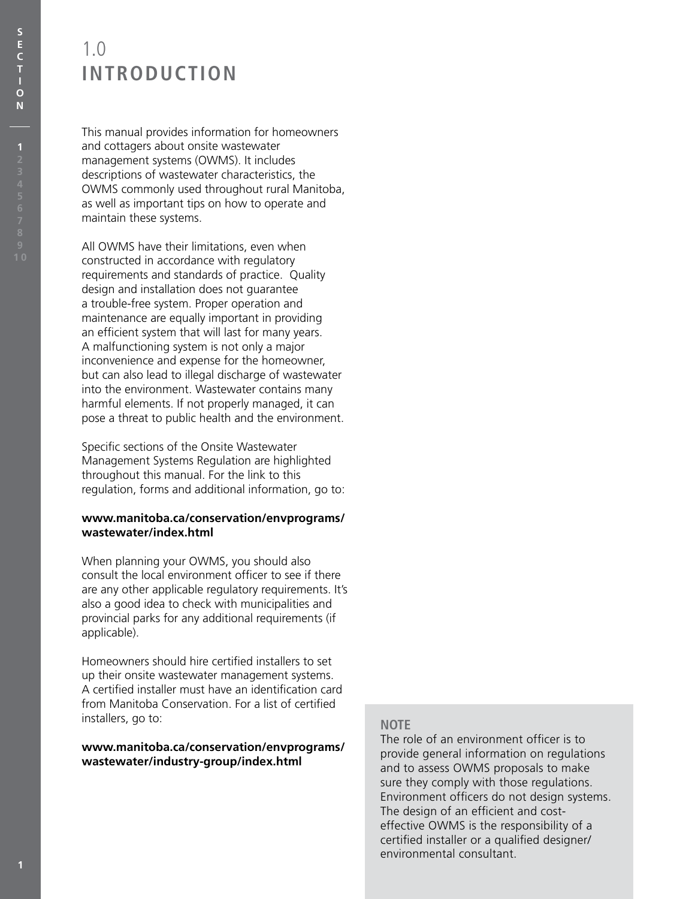# 1.0 INTRODUCTION

This manual provides information for homeowners and cottagers about onsite wastewater management systems (OWMS). It includes descriptions of wastewater characteristics, the OWMS commonly used throughout rural Manitoba, as well as important tips on how to operate and maintain these systems.

All OWMS have their limitations, even when constructed in accordance with regulatory requirements and standards of practice. Quality design and installation does not guarantee a trouble-free system. Proper operation and maintenance are equally important in providing an efficient system that will last for many years. A malfunctioning system is not only a major inconvenience and expense for the homeowner, but can also lead to illegal discharge of wastewater into the environment. Wastewater contains many harmful elements. If not properly managed, it can pose a threat to public health and the environment.

Specific sections of the Onsite Wastewater Management Systems Regulation are highlighted throughout this manual. For the link to this regulation, forms and additional information, go to:

**www.manitoba.ca/conservation/envprograms/wastewater/index.html**

When planning your OWMS, you should also consult the local environment officer to see if there are any other applicable regulatory requirements. It's also a good idea to check with municipalities and provincial parks for any additional requirements (if applicable).

Homeowners should hire certified installers to set up their onsite wastewater management systems. A certified installer must have an identification card from Manitoba Conservation. For a list of certified installers, go to:

**www.manitoba.ca/conservation/envprograms/wastewater/industry-group/index.html**

**NOTE**

The role of an environment officer is to provide general information on regulations and to assess OWMS proposals to make sure they comply with those regulations. Environment officers do not design systems. The design of an efficient and cost-effective OWMS is the responsibility of a certified installer or a qualified designer/environmental consultant.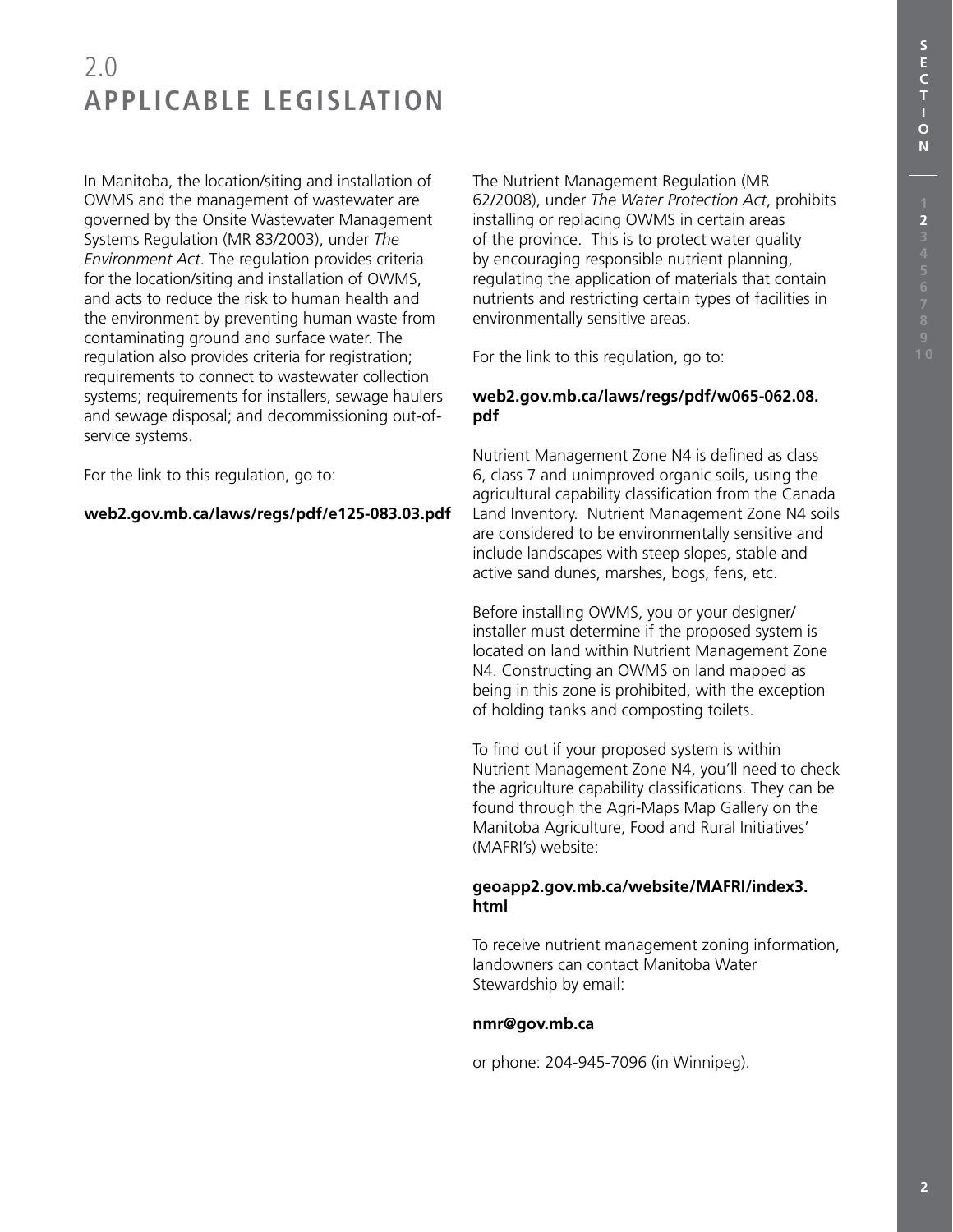# 2.0 APPLICABLE LEGISLATION

In Manitoba, the location/siting and installation of OWMS and the management of wastewater are governed by the Onsite Wastewater Management Systems Regulation (MR 83/2003), under *The Environment Act*. The regulation provides criteria for the location/siting and installation of OWMS, and acts to reduce the risk to human health and the environment by preventing human waste from contaminating ground and surface water. The regulation also provides criteria for registration; requirements to connect to wastewater collection systems; requirements for installers, sewage haulers and sewage disposal; and decommissioning out-of-service systems.

For the link to this regulation, go to:

**web2.gov.mb.ca/laws/regs/pdf/e125-083.03.pdf**

The Nutrient Management Regulation (MR 62/2008), under *The Water Protection Act*, prohibits installing or replacing OWMS in certain areas of the province. This is to protect water quality by encouraging responsible nutrient planning, regulating the application of materials that contain nutrients and restricting certain types of facilities in environmentally sensitive areas.

For the link to this regulation, go to:

**web2.gov.mb.ca/laws/regs/pdf/w065-062.08.pdf**

Nutrient Management Zone N4 is defined as class 6, class 7 and unimproved organic soils, using the agricultural capability classification from the Canada Land Inventory. Nutrient Management Zone N4 soils are considered to be environmentally sensitive and include landscapes with steep slopes, stable and active sand dunes, marshes, bogs, fens, etc.

Before installing OWMS, you or your designer/installer must determine if the proposed system is located on land within Nutrient Management Zone N4. Constructing an OWMS on land mapped as being in this zone is prohibited, with the exception of holding tanks and composting toilets.

To find out if your proposed system is within Nutrient Management Zone N4, you'll need to check the agriculture capability classifications. They can be found through the Agri-Maps Map Gallery on the Manitoba Agriculture, Food and Rural Initiatives' (MAFRI's) website:

**geoapp2.gov.mb.ca/website/MAFRI/index3.html**

To receive nutrient management zoning information, landowners can contact Manitoba Water Stewardship by email:

**nmr@gov.mb.ca**

or phone: 204-945-7096 (in Winnipeg).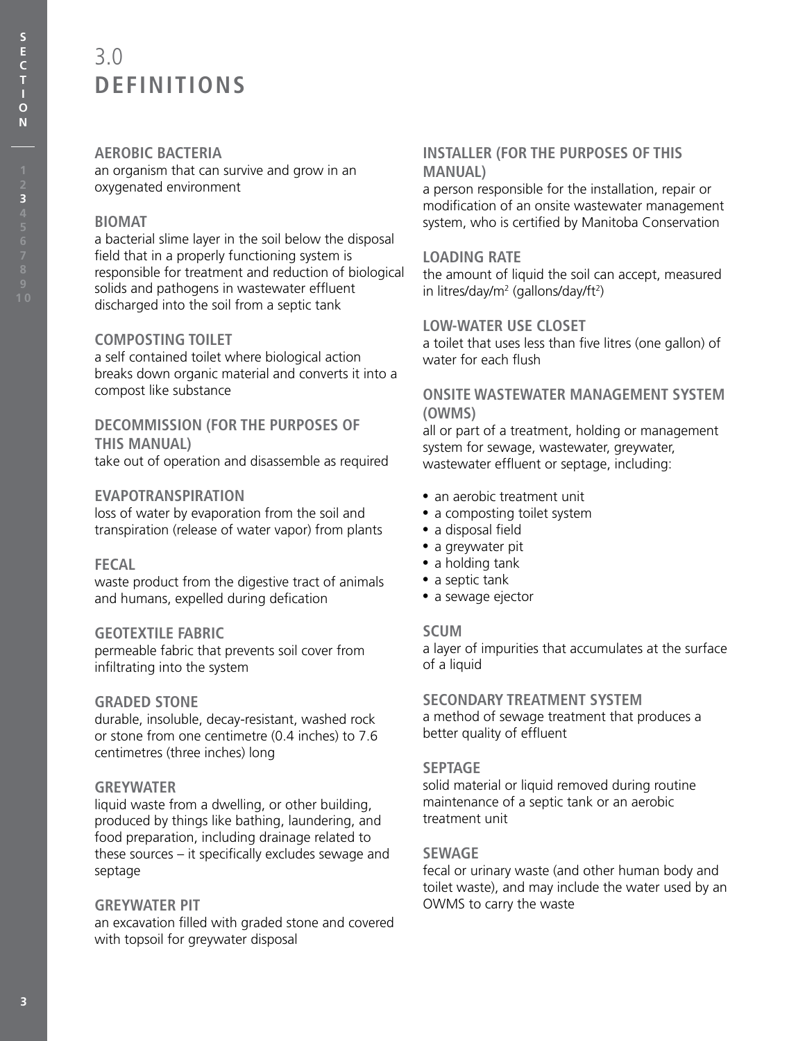# 3.0 DEFINITIONS

### AEROBIC BACTERIA

an organism that can survive and grow in an oxygenated environment

### BIOMAT

a bacterial slime layer in the soil below the disposal field that in a properly functioning system is responsible for treatment and reduction of biological solids and pathogens in wastewater effluent discharged into the soil from a septic tank

### COMPOSTING TOILET

a self contained toilet where biological action breaks down organic material and converts it into a compost like substance

### DECOMMISSION (FOR THE PURPOSES OF THIS MANUAL)

take out of operation and disassemble as required

### EVAPOTRANSPIRATION

loss of water by evaporation from the soil and transpiration (release of water vapor) from plants

### FECAL

waste product from the digestive tract of animals and humans, expelled during defication

### GEOTEXTILE FABRIC

permeable fabric that prevents soil cover from infiltrating into the system

### GRADED STONE

durable, insoluble, decay-resistant, washed rock or stone from one centimetre (0.4 inches) to 7.6 centimetres (three inches) long

### GREYWATER

liquid waste from a dwelling, or other building, produced by things like bathing, laundering, and food preparation, including drainage related to these sources – it specifically excludes sewage and septage

### GREYWATER PIT

an excavation filled with graded stone and covered with topsoil for greywater disposal

### INSTALLER (FOR THE PURPOSES OF THIS MANUAL)

a person responsible for the installation, repair or modification of an onsite wastewater management system, who is certified by Manitoba Conservation

### LOADING RATE

the amount of liquid the soil can accept, measured in litres/day/$m^2$ (gallons/day/$ft^2$)

### LOW-WATER USE CLOSET

a toilet that uses less than five litres (one gallon) of water for each flush

### ONSITE WASTEWATER MANAGEMENT SYSTEM (OWMS)

all or part of a treatment, holding or management system for sewage, wastewater, greywater, wastewater effluent or septage, including:

- an aerobic treatment unit
- a composting toilet system
- a disposal field
- a greywater pit
- a holding tank
- a septic tank
- a sewage ejector

### SCUM

a layer of impurities that accumulates at the surface of a liquid

### SECONDARY TREATMENT SYSTEM

a method of sewage treatment that produces a better quality of effluent

### SEPTAGE

solid material or liquid removed during routine maintenance of a septic tank or an aerobic treatment unit

### SEWAGE

fecal or urinary waste (and other human body and toilet waste), and may include the water used by an OWMS to carry the waste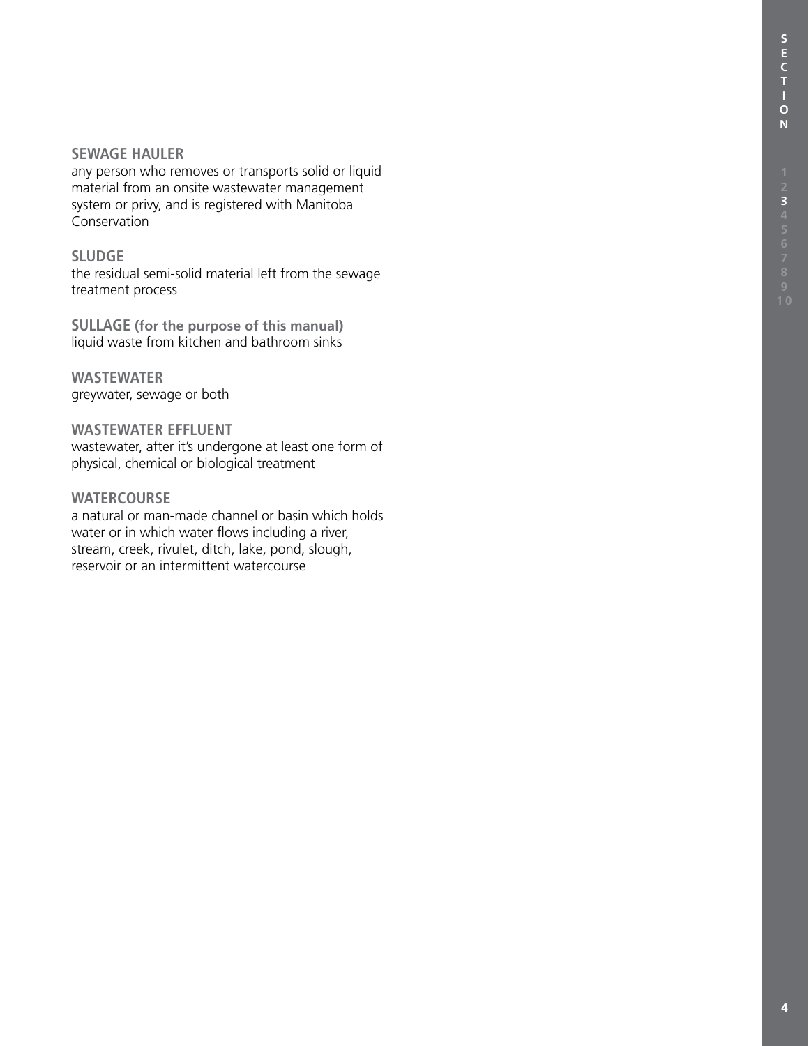**SEWAGE HAULER**
any person who removes or transports solid or liquid material from an onsite wastewater management system or privy, and is registered with Manitoba Conservation

**SLUDGE**
the residual semi-solid material left from the sewage treatment process

**SULLAGE (for the purpose of this manual)**
liquid waste from kitchen and bathroom sinks

**WASTEWATER**
greywater, sewage or both

**WASTEWATER EFFLUENT**
wastewater, after it's undergone at least one form of physical, chemical or biological treatment

**WATERCOURSE**
a natural or man-made channel or basin which holds water or in which water flows including a river, stream, creek, rivulet, ditch, lake, pond, slough, reservoir or an intermittent watercourse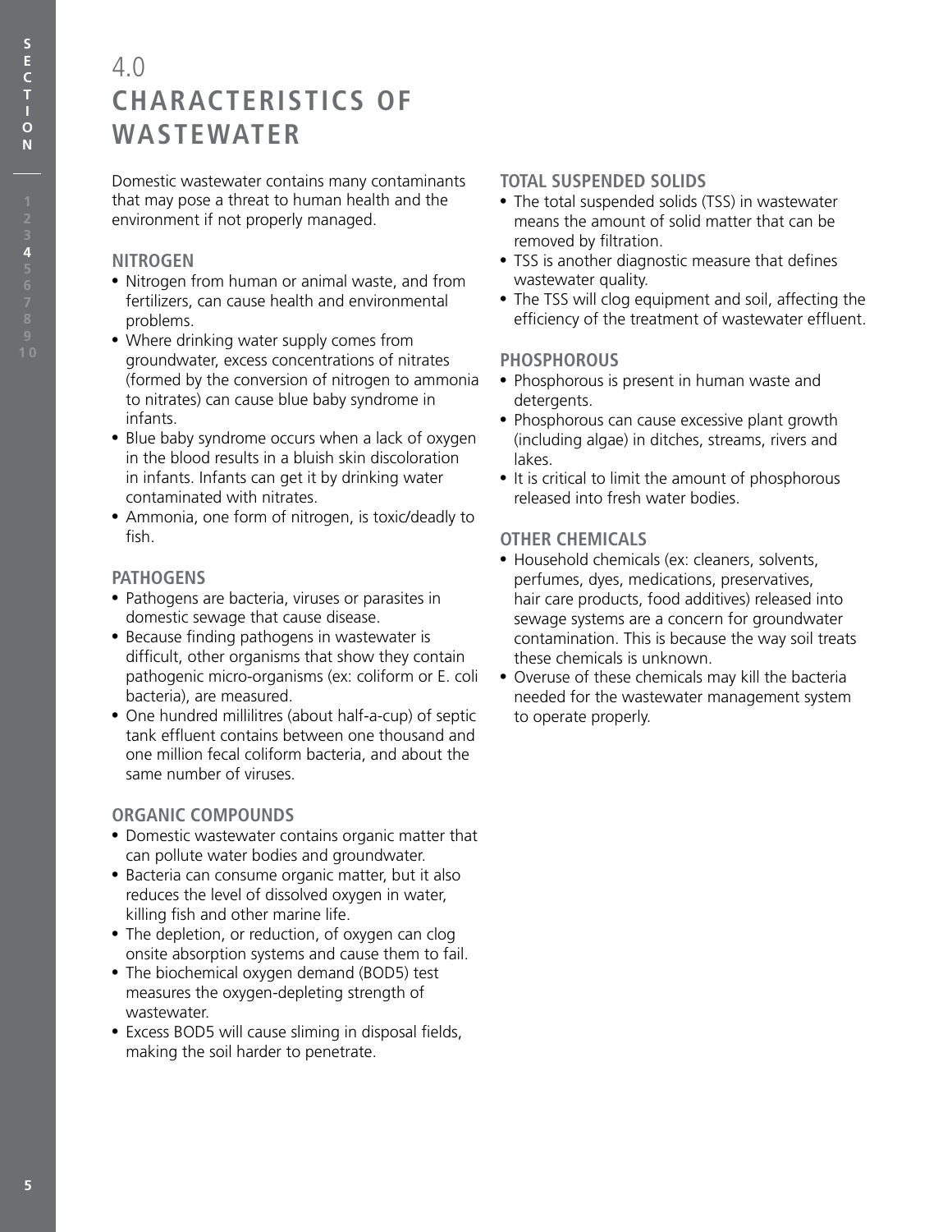# 4.0 CHARACTERISTICS OF WASTEWATER

Domestic wastewater contains many contaminants that may pose a threat to human health and the environment if not properly managed.

## NITROGEN

- Nitrogen from human or animal waste, and from fertilizers, can cause health and environmental problems.
- Where drinking water supply comes from groundwater, excess concentrations of nitrates (formed by the conversion of nitrogen to ammonia to nitrates) can cause blue baby syndrome in infants.
- Blue baby syndrome occurs when a lack of oxygen in the blood results in a bluish skin discoloration in infants. Infants can get it by drinking water contaminated with nitrates.
- Ammonia, one form of nitrogen, is toxic/deadly to fish.

## PATHOGENS

- Pathogens are bacteria, viruses or parasites in domestic sewage that cause disease.
- Because finding pathogens in wastewater is difficult, other organisms that show they contain pathogenic micro-organisms (ex: coliform or E. coli bacteria), are measured.
- One hundred millilitres (about half-a-cup) of septic tank effluent contains between one thousand and one million fecal coliform bacteria, and about the same number of viruses.

## ORGANIC COMPOUNDS

- Domestic wastewater contains organic matter that can pollute water bodies and groundwater.
- Bacteria can consume organic matter, but it also reduces the level of dissolved oxygen in water, killing fish and other marine life.
- The depletion, or reduction, of oxygen can clog onsite absorption systems and cause them to fail.
- The biochemical oxygen demand (BOD5) test measures the oxygen-depleting strength of wastewater.
- Excess BOD5 will cause sliming in disposal fields, making the soil harder to penetrate.

## TOTAL SUSPENDED SOLIDS

- The total suspended solids (TSS) in wastewater means the amount of solid matter that can be removed by filtration.
- TSS is another diagnostic measure that defines wastewater quality.
- The TSS will clog equipment and soil, affecting the efficiency of the treatment of wastewater effluent.

## PHOSPHOROUS

- Phosphorous is present in human waste and detergents.
- Phosphorous can cause excessive plant growth (including algae) in ditches, streams, rivers and lakes.
- It is critical to limit the amount of phosphorous released into fresh water bodies.

## OTHER CHEMICALS

- Household chemicals (ex: cleaners, solvents, perfumes, dyes, medications, preservatives, hair care products, food additives) released into sewage systems are a concern for groundwater contamination. This is because the way soil treats these chemicals is unknown.
- Overuse of these chemicals may kill the bacteria needed for the wastewater management system to operate properly.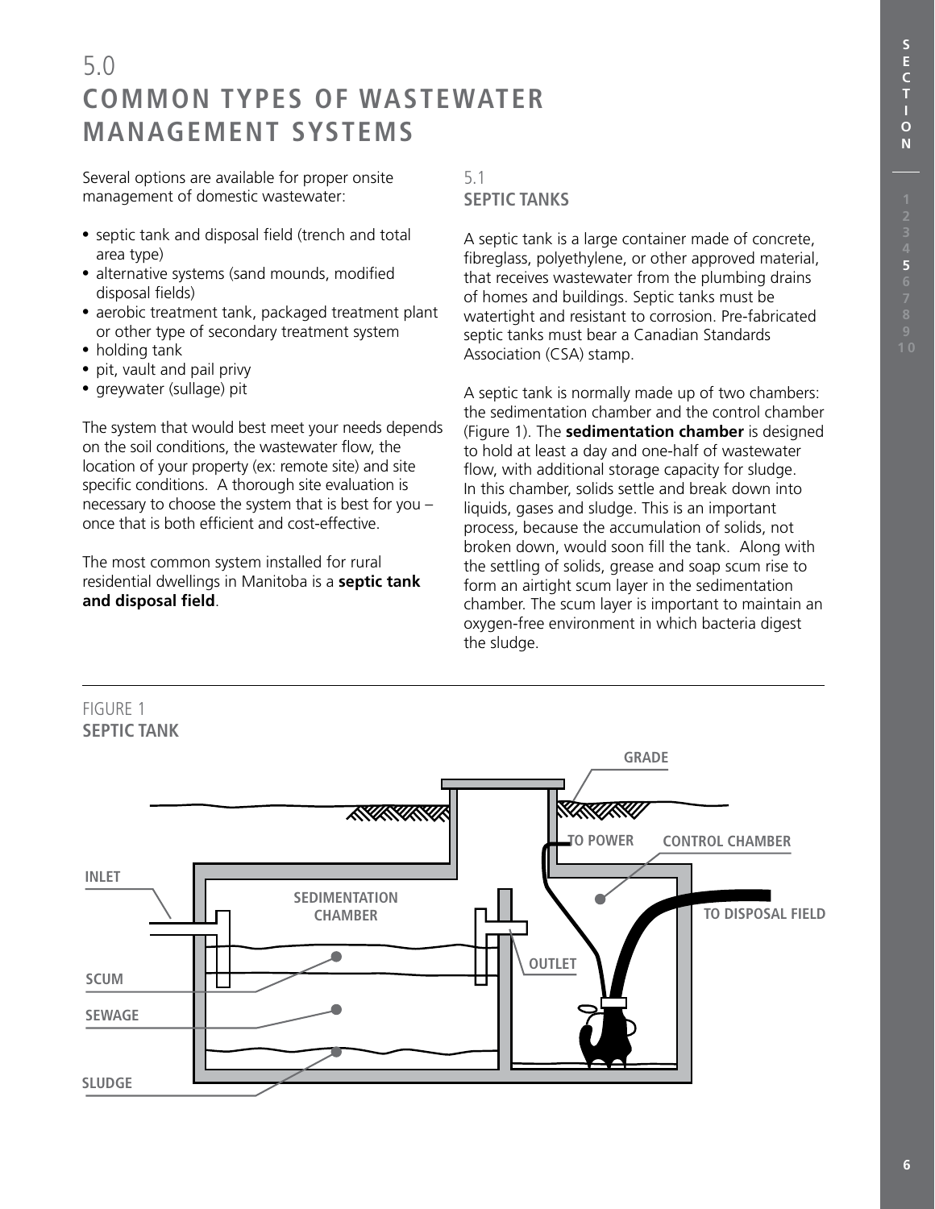# 5.0 COMMON TYPES OF WASTEWATER MANAGEMENT SYSTEMS

Several options are available for proper onsite management of domestic wastewater:

- septic tank and disposal field (trench and total area type)
- alternative systems (sand mounds, modified disposal fields)
- aerobic treatment tank, packaged treatment plant or other type of secondary treatment system
- holding tank
- pit, vault and pail privy
- greywater (sullage) pit

The system that would best meet your needs depends on the soil conditions, the wastewater flow, the location of your property (ex: remote site) and site specific conditions. A thorough site evaluation is necessary to choose the system that is best for you – once that is both efficient and cost-effective.

The most common system installed for rural residential dwellings in Manitoba is a **septic tank and disposal field**.

## 5.1 SEPTIC TANKS

A septic tank is a large container made of concrete, fibreglass, polyethylene, or other approved material, that receives wastewater from the plumbing drains of homes and buildings. Septic tanks must be watertight and resistant to corrosion. Pre-fabricated septic tanks must bear a Canadian Standards Association (CSA) stamp.

A septic tank is normally made up of two chambers: the sedimentation chamber and the control chamber (Figure 1). The **sedimentation chamber** is designed to hold at least a day and one-half of wastewater flow, with additional storage capacity for sludge. In this chamber, solids settle and break down into liquids, gases and sludge. This is an important process, because the accumulation of solids, not broken down, would soon fill the tank. Along with the settling of solids, grease and soap scum rise to form an airtight scum layer in the sedimentation chamber. The scum layer is important to maintain an oxygen-free environment in which bacteria digest the sludge.

FIGURE 1
**SEPTIC TANK**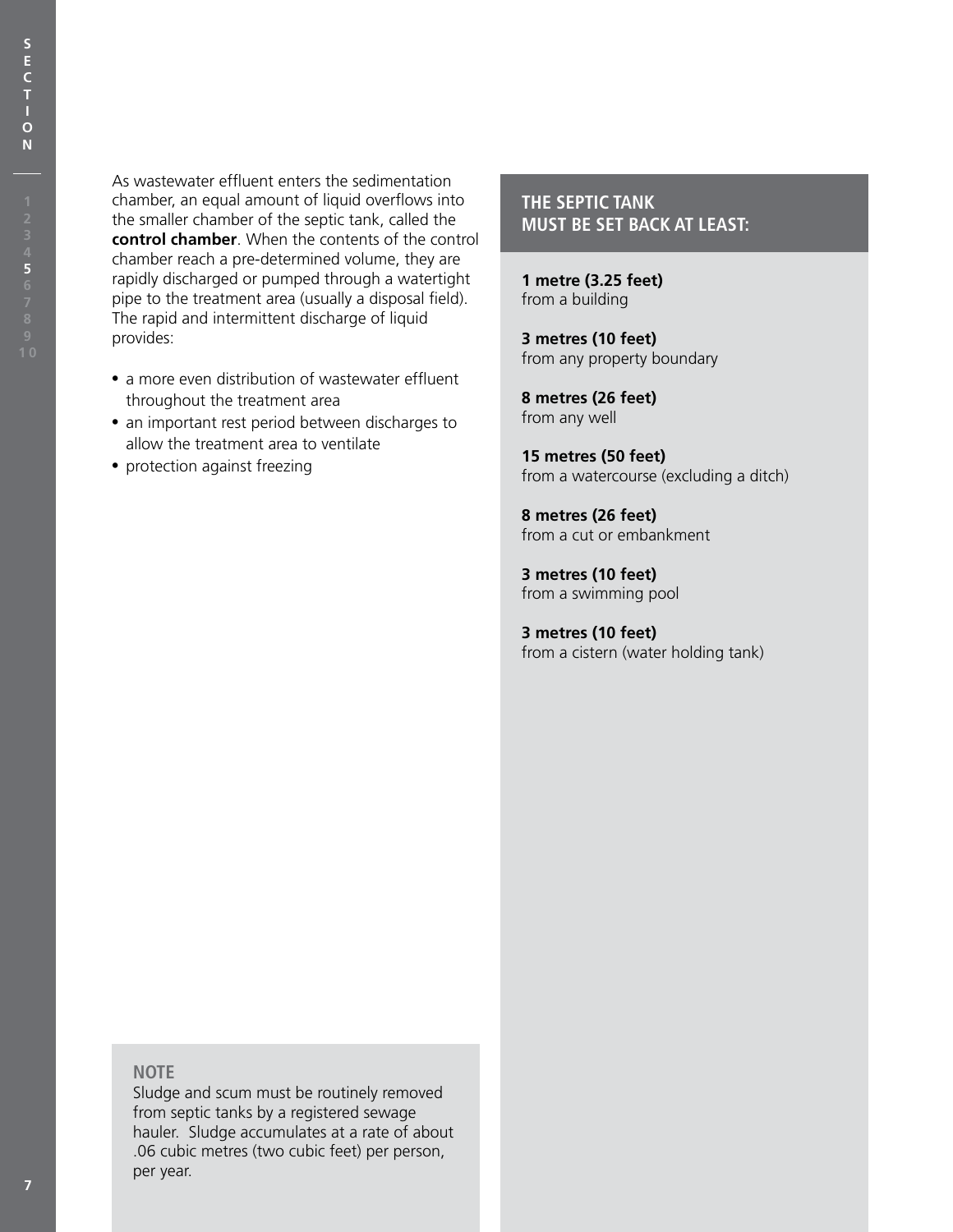As wastewater effluent enters the sedimentation chamber, an equal amount of liquid overflows into the smaller chamber of the septic tank, called the **control chamber**. When the contents of the control chamber reach a pre-determined volume, they are rapidly discharged or pumped through a watertight pipe to the treatment area (usually a disposal field). The rapid and intermittent discharge of liquid provides:

- a more even distribution of wastewater effluent throughout the treatment area
- an important rest period between discharges to allow the treatment area to ventilate
- protection against freezing

### NOTE

Sludge and scum must be routinely removed from septic tanks by a registered sewage hauler. Sludge accumulates at a rate of about .06 cubic metres (two cubic feet) per person, per year.

### THE SEPTIC TANK MUST BE SET BACK AT LEAST:

**1 metre (3.25 feet)**
from a building

**3 metres (10 feet)**
from any property boundary

**8 metres (26 feet)**
from any well

**15 metres (50 feet)**
from a watercourse (excluding a ditch)

**8 metres (26 feet)**
from a cut or embankment

**3 metres (10 feet)**
from a swimming pool

**3 metres (10 feet)**
from a cistern (water holding tank)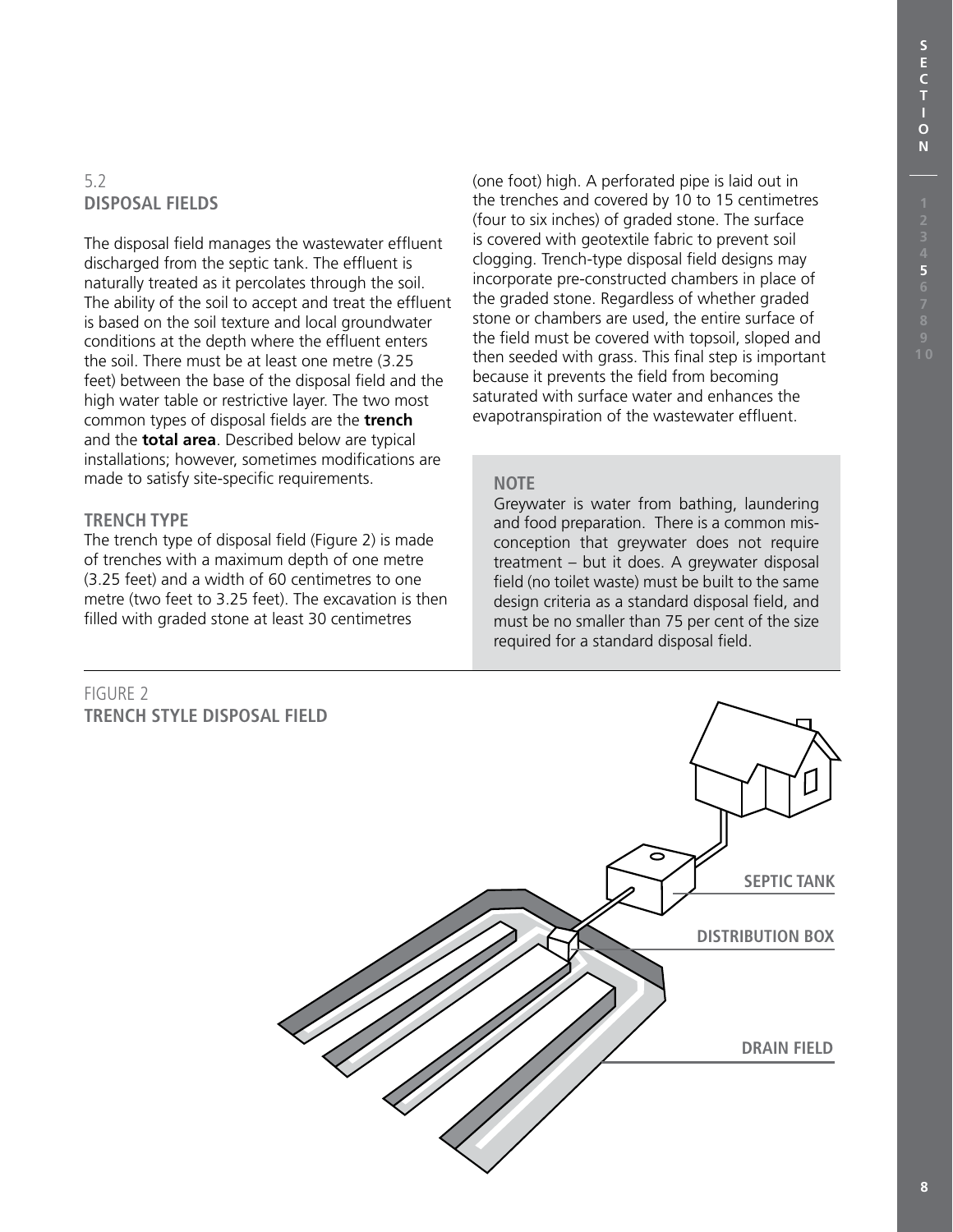## 5.2 DISPOSAL FIELDS

The disposal field manages the wastewater effluent discharged from the septic tank. The effluent is naturally treated as it percolates through the soil. The ability of the soil to accept and treat the effluent is based on the soil texture and local groundwater conditions at the depth where the effluent enters the soil. There must be at least one metre (3.25 feet) between the base of the disposal field and the high water table or restrictive layer. The two most common types of disposal fields are the **trench** and the **total area**. Described below are typical installations; however, sometimes modifications are made to satisfy site-specific requirements.

### TRENCH TYPE

The trench type of disposal field (Figure 2) is made of trenches with a maximum depth of one metre (3.25 feet) and a width of 60 centimetres to one metre (two feet to 3.25 feet). The excavation is then filled with graded stone at least 30 centimetres (one foot) high. A perforated pipe is laid out in the trenches and covered by 10 to 15 centimetres (four to six inches) of graded stone. The surface is covered with geotextile fabric to prevent soil clogging. Trench-type disposal field designs may incorporate pre-constructed chambers in place of the graded stone. Regardless of whether graded stone or chambers are used, the entire surface of the field must be covered with topsoil, sloped and then seeded with grass. This final step is important because it prevents the field from becoming saturated with surface water and enhances the evapotranspiration of the wastewater effluent.

> **NOTE**
>
> Greywater is water from bathing, laundering and food preparation. There is a common misconception that greywater does not require treatment – but it does. A greywater disposal field (no toilet waste) must be built to the same design criteria as a standard disposal field, and must be no smaller than 75 per cent of the size required for a standard disposal field.

FIGURE 2
**TRENCH STYLE DISPOSAL FIELD**

SEPTIC TANK

DISTRIBUTION BOX

DRAIN FIELD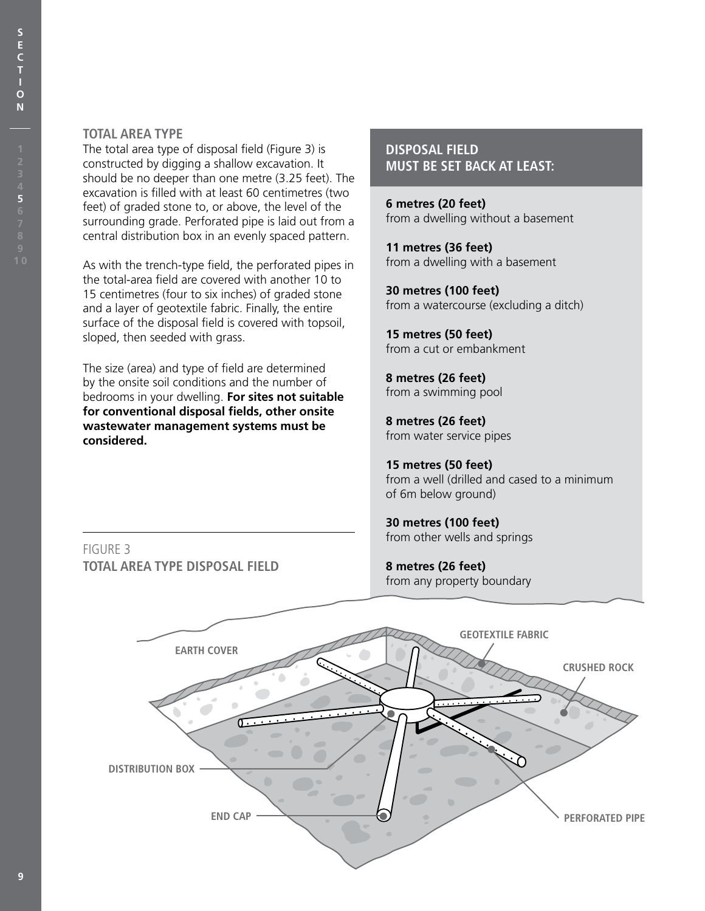### TOTAL AREA TYPE

The total area type of disposal field (Figure 3) is constructed by digging a shallow excavation. It should be no deeper than one metre (3.25 feet). The excavation is filled with at least 60 centimetres (two feet) of graded stone to, or above, the level of the surrounding grade. Perforated pipe is laid out from a central distribution box in an evenly spaced pattern.

As with the trench-type field, the perforated pipes in the total-area field are covered with another 10 to 15 centimetres (four to six inches) of graded stone and a layer of geotextile fabric. Finally, the entire surface of the disposal field is covered with topsoil, sloped, then seeded with grass.

The size (area) and type of field are determined by the onsite soil conditions and the number of bedrooms in your dwelling. **For sites not suitable for conventional disposal fields, other onsite wastewater management systems must be considered.**

### DISPOSAL FIELD MUST BE SET BACK AT LEAST:

**6 metres (20 feet)**
from a dwelling without a basement

**11 metres (36 feet)**
from a dwelling with a basement

**30 metres (100 feet)**
from a watercourse (excluding a ditch)

**15 metres (50 feet)**
from a cut or embankment

**8 metres (26 feet)**
from a swimming pool

**8 metres (26 feet)**
from water service pipes

**15 metres (50 feet)**
from a well (drilled and cased to a minimum of 6m below ground)

**30 metres (100 feet)**
from other wells and springs

**8 metres (26 feet)**
from any property boundary

FIGURE 3
**TOTAL AREA TYPE DISPOSAL FIELD**

EARTH COVER
GEOTEXTILE FABRIC
CRUSHED ROCK
DISTRIBUTION BOX
END CAP
PERFORATED PIPE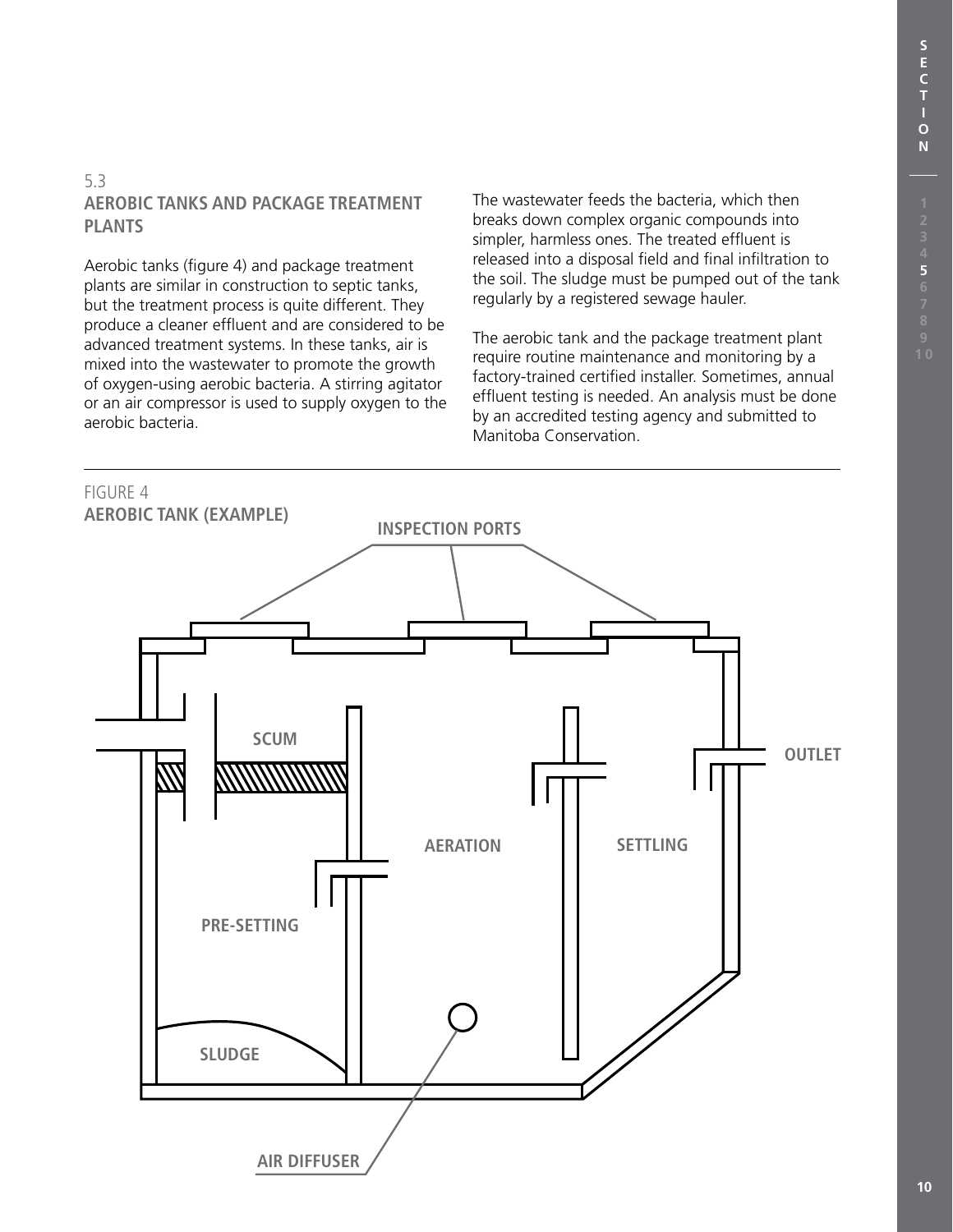## 5.3 AEROBIC TANKS AND PACKAGE TREATMENT PLANTS

Aerobic tanks (figure 4) and package treatment plants are similar in construction to septic tanks, but the treatment process is quite different. They produce a cleaner effluent and are considered to be advanced treatment systems. In these tanks, air is mixed into the wastewater to promote the growth of oxygen-using aerobic bacteria. A stirring agitator or an air compressor is used to supply oxygen to the aerobic bacteria.

The wastewater feeds the bacteria, which then breaks down complex organic compounds into simpler, harmless ones. The treated effluent is released into a disposal field and final infiltration to the soil. The sludge must be pumped out of the tank regularly by a registered sewage hauler.

The aerobic tank and the package treatment plant require routine maintenance and monitoring by a factory-trained certified installer. Sometimes, annual effluent testing is needed. An analysis must be done by an accredited testing agency and submitted to Manitoba Conservation.

FIGURE 4
**AEROBIC TANK (EXAMPLE)**

INSPECTION PORTS

SCUM

OUTLET

AERATION

SETTLING

PRE-SETTING

SLUDGE

AIR DIFFUSER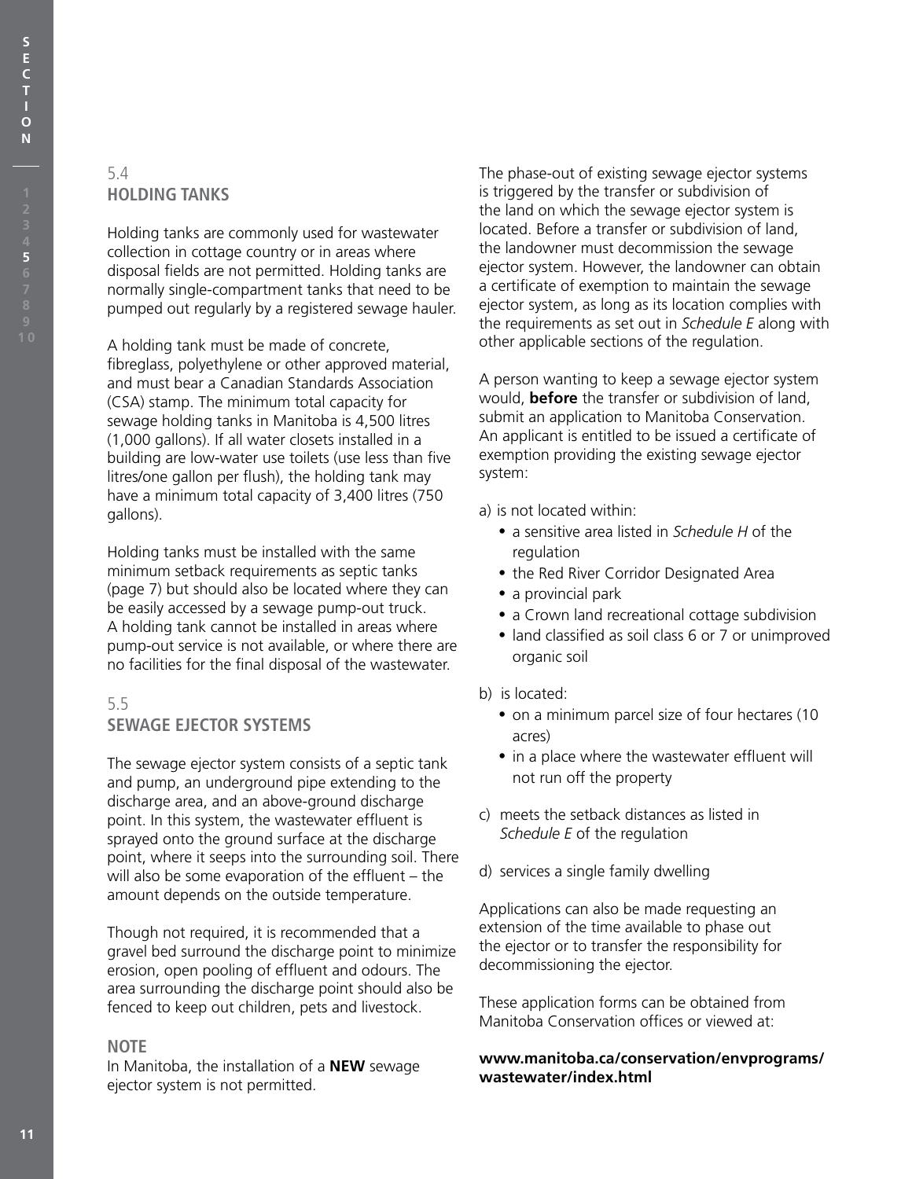## 5.4 HOLDING TANKS

Holding tanks are commonly used for wastewater collection in cottage country or in areas where disposal fields are not permitted. Holding tanks are normally single-compartment tanks that need to be pumped out regularly by a registered sewage hauler.

A holding tank must be made of concrete, fibreglass, polyethylene or other approved material, and must bear a Canadian Standards Association (CSA) stamp. The minimum total capacity for sewage holding tanks in Manitoba is 4,500 litres (1,000 gallons). If all water closets installed in a building are low-water use toilets (use less than five litres/one gallon per flush), the holding tank may have a minimum total capacity of 3,400 litres (750 gallons).

Holding tanks must be installed with the same minimum setback requirements as septic tanks (page 7) but should also be located where they can be easily accessed by a sewage pump-out truck. A holding tank cannot be installed in areas where pump-out service is not available, or where there are no facilities for the final disposal of the wastewater.

## 5.5 SEWAGE EJECTOR SYSTEMS

The sewage ejector system consists of a septic tank and pump, an underground pipe extending to the discharge area, and an above-ground discharge point. In this system, the wastewater effluent is sprayed onto the ground surface at the discharge point, where it seeps into the surrounding soil. There will also be some evaporation of the effluent – the amount depends on the outside temperature.

Though not required, it is recommended that a gravel bed surround the discharge point to minimize erosion, open pooling of effluent and odours. The area surrounding the discharge point should also be fenced to keep out children, pets and livestock.

### NOTE

In Manitoba, the installation of a **NEW** sewage ejector system is not permitted.

The phase-out of existing sewage ejector systems is triggered by the transfer or subdivision of the land on which the sewage ejector system is located. Before a transfer or subdivision of land, the landowner must decommission the sewage ejector system. However, the landowner can obtain a certificate of exemption to maintain the sewage ejector system, as long as its location complies with the requirements as set out in *Schedule E* along with other applicable sections of the regulation.

A person wanting to keep a sewage ejector system would, **before** the transfer or subdivision of land, submit an application to Manitoba Conservation. An applicant is entitled to be issued a certificate of exemption providing the existing sewage ejector system:

a) is not located within:
- a sensitive area listed in *Schedule H* of the regulation
- the Red River Corridor Designated Area
- a provincial park
- a Crown land recreational cottage subdivision
- land classified as soil class 6 or 7 or unimproved organic soil

b) is located:
- on a minimum parcel size of four hectares (10 acres)
- in a place where the wastewater effluent will not run off the property

c) meets the setback distances as listed in *Schedule E* of the regulation

d) services a single family dwelling

Applications can also be made requesting an extension of the time available to phase out the ejector or to transfer the responsibility for decommissioning the ejector.

These application forms can be obtained from Manitoba Conservation offices or viewed at:

**www.manitoba.ca/conservation/envprograms/wastewater/index.html**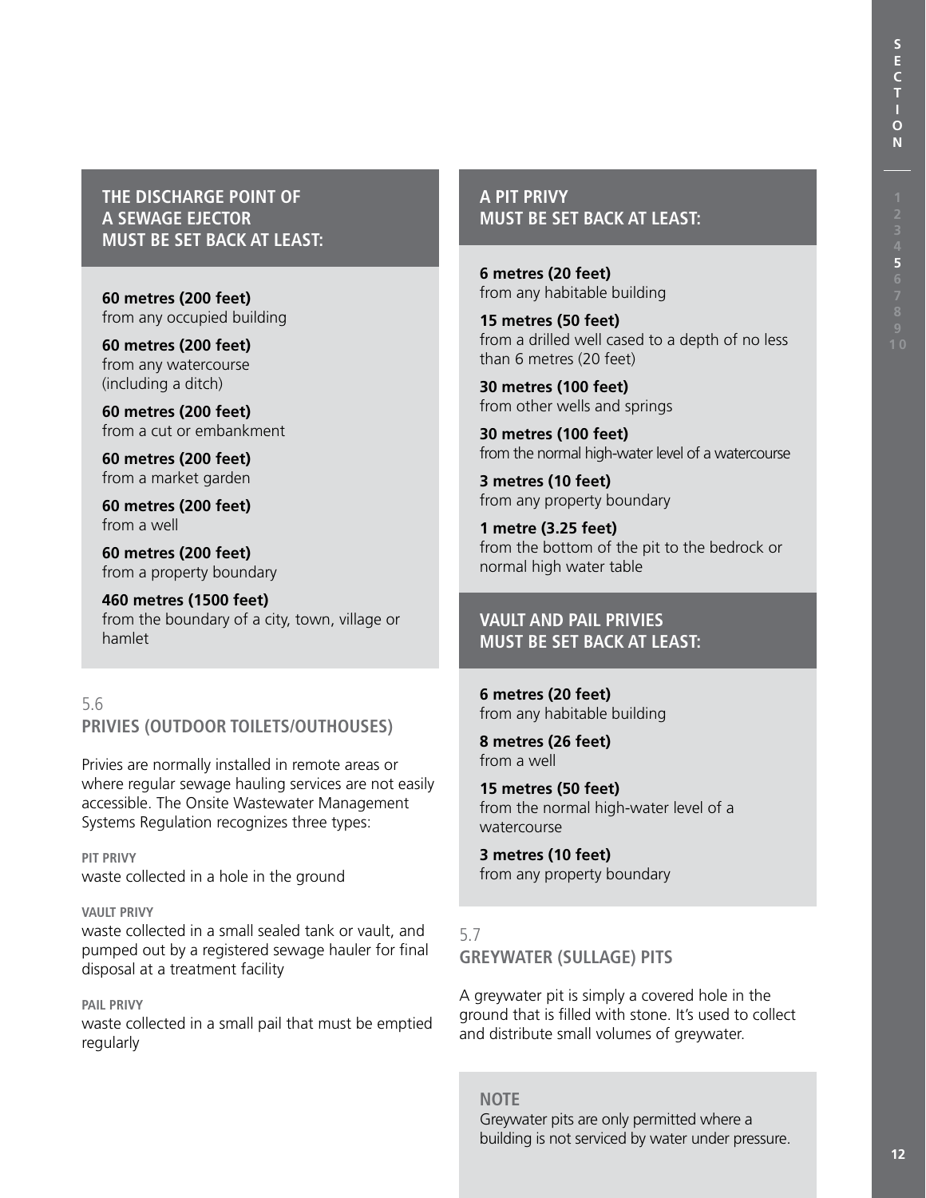### THE DISCHARGE POINT OF A SEWAGE EJECTOR MUST BE SET BACK AT LEAST:

**60 metres (200 feet)**
from any occupied building

**60 metres (200 feet)**
from any watercourse (including a ditch)

**60 metres (200 feet)**
from a cut or embankment

**60 metres (200 feet)**
from a market garden

**60 metres (200 feet)**
from a well

**60 metres (200 feet)**
from a property boundary

**460 metres (1500 feet)**
from the boundary of a city, town, village or hamlet

## 5.6
## PRIVIES (OUTDOOR TOILETS/OUTHOUSES)

Privies are normally installed in remote areas or where regular sewage hauling services are not easily accessible. The Onsite Wastewater Management Systems Regulation recognizes three types:

**PIT PRIVY**
waste collected in a hole in the ground

**VAULT PRIVY**
waste collected in a small sealed tank or vault, and pumped out by a registered sewage hauler for final disposal at a treatment facility

**PAIL PRIVY**
waste collected in a small pail that must be emptied regularly

### A PIT PRIVY MUST BE SET BACK AT LEAST:

**6 metres (20 feet)**
from any habitable building

**15 metres (50 feet)**
from a drilled well cased to a depth of no less than 6 metres (20 feet)

**30 metres (100 feet)**
from other wells and springs

**30 metres (100 feet)**
from the normal high-water level of a watercourse

**3 metres (10 feet)**
from any property boundary

**1 metre (3.25 feet)**
from the bottom of the pit to the bedrock or normal high water table

### VAULT AND PAIL PRIVIES MUST BE SET BACK AT LEAST:

**6 metres (20 feet)**
from any habitable building

**8 metres (26 feet)**
from a well

**15 metres (50 feet)**
from the normal high-water level of a watercourse

**3 metres (10 feet)**
from any property boundary

## 5.7
## GREYWATER (SULLAGE) PITS

A greywater pit is simply a covered hole in the ground that is filled with stone. It's used to collect and distribute small volumes of greywater.

**NOTE**
Greywater pits are only permitted where a building is not serviced by water under pressure.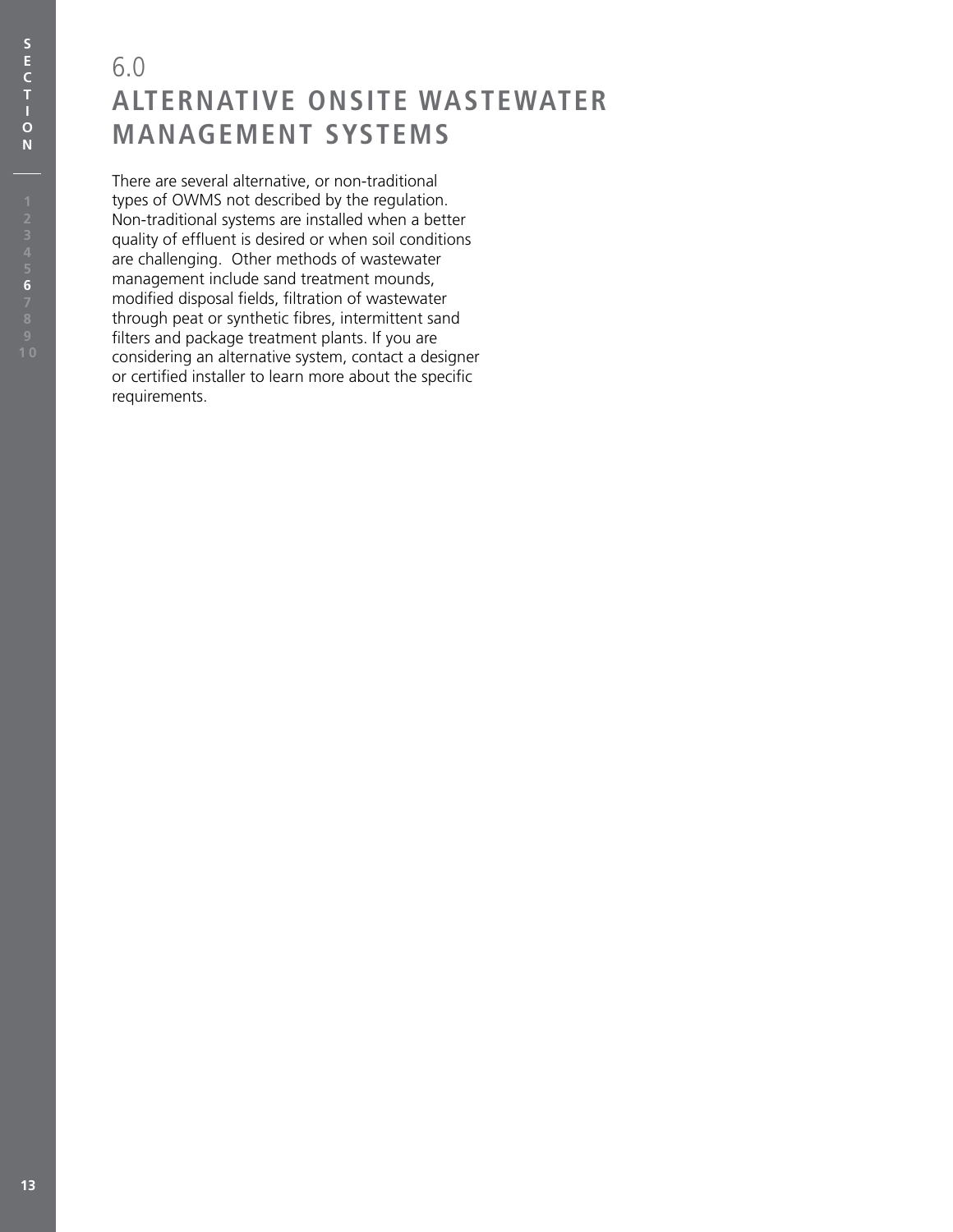# 6.0 ALTERNATIVE ONSITE WASTEWATER MANAGEMENT SYSTEMS

There are several alternative, or non-traditional types of OWMS not described by the regulation. Non-traditional systems are installed when a better quality of effluent is desired or when soil conditions are challenging. Other methods of wastewater management include sand treatment mounds, modified disposal fields, filtration of wastewater through peat or synthetic fibres, intermittent sand filters and package treatment plants. If you are considering an alternative system, contact a designer or certified installer to learn more about the specific requirements.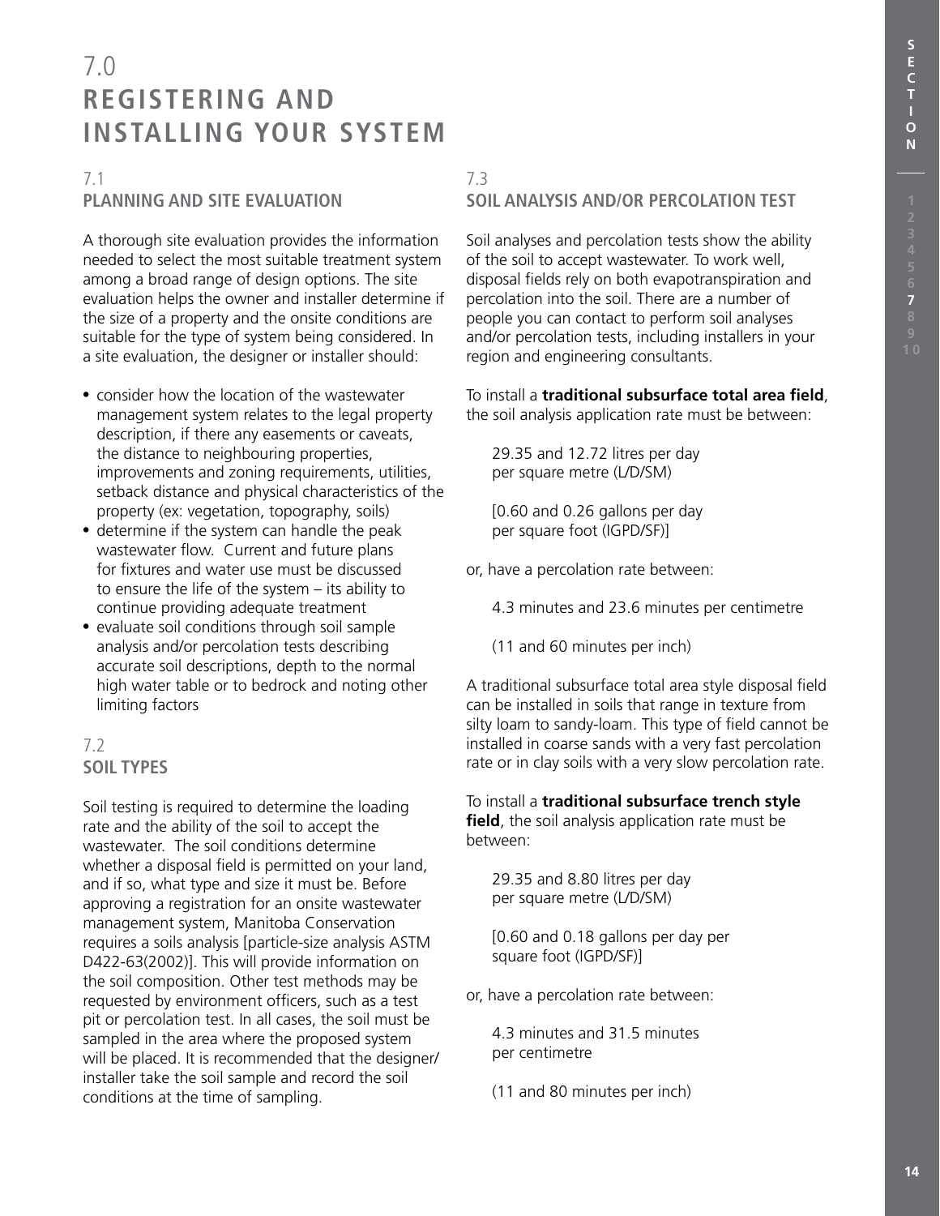# 7.0 REGISTERING AND INSTALLING YOUR SYSTEM

## 7.1 PLANNING AND SITE EVALUATION

A thorough site evaluation provides the information needed to select the most suitable treatment system among a broad range of design options. The site evaluation helps the owner and installer determine if the size of a property and the onsite conditions are suitable for the type of system being considered. In a site evaluation, the designer or installer should:

- consider how the location of the wastewater management system relates to the legal property description, if there any easements or caveats, the distance to neighbouring properties, improvements and zoning requirements, utilities, setback distance and physical characteristics of the property (ex: vegetation, topography, soils)
- determine if the system can handle the peak wastewater flow. Current and future plans for fixtures and water use must be discussed to ensure the life of the system – its ability to continue providing adequate treatment
- evaluate soil conditions through soil sample analysis and/or percolation tests describing accurate soil descriptions, depth to the normal high water table or to bedrock and noting other limiting factors

## 7.2 SOIL TYPES

Soil testing is required to determine the loading rate and the ability of the soil to accept the wastewater. The soil conditions determine whether a disposal field is permitted on your land, and if so, what type and size it must be. Before approving a registration for an onsite wastewater management system, Manitoba Conservation requires a soils analysis [particle-size analysis ASTM D422-63(2002)]. This will provide information on the soil composition. Other test methods may be requested by environment officers, such as a test pit or percolation test. In all cases, the soil must be sampled in the area where the proposed system will be placed. It is recommended that the designer/installer take the soil sample and record the soil conditions at the time of sampling.

## 7.3 SOIL ANALYSIS AND/OR PERCOLATION TEST

Soil analyses and percolation tests show the ability of the soil to accept wastewater. To work well, disposal fields rely on both evapotranspiration and percolation into the soil. There are a number of people you can contact to perform soil analyses and/or percolation tests, including installers in your region and engineering consultants.

To install a **traditional subsurface total area field**, the soil analysis application rate must be between:

> 29.35 and 12.72 litres per day per square metre (L/D/SM)
>
> [0.60 and 0.26 gallons per day per square foot (IGPD/SF)]

or, have a percolation rate between:

> 4.3 minutes and 23.6 minutes per centimetre
>
> (11 and 60 minutes per inch)

A traditional subsurface total area style disposal field can be installed in soils that range in texture from silty loam to sandy-loam. This type of field cannot be installed in coarse sands with a very fast percolation rate or in clay soils with a very slow percolation rate.

To install a **traditional subsurface trench style field**, the soil analysis application rate must be between:

> 29.35 and 8.80 litres per day per square metre (L/D/SM)
>
> [0.60 and 0.18 gallons per day per square foot (IGPD/SF)]

or, have a percolation rate between:

> 4.3 minutes and 31.5 minutes per centimetre
>
> (11 and 80 minutes per inch)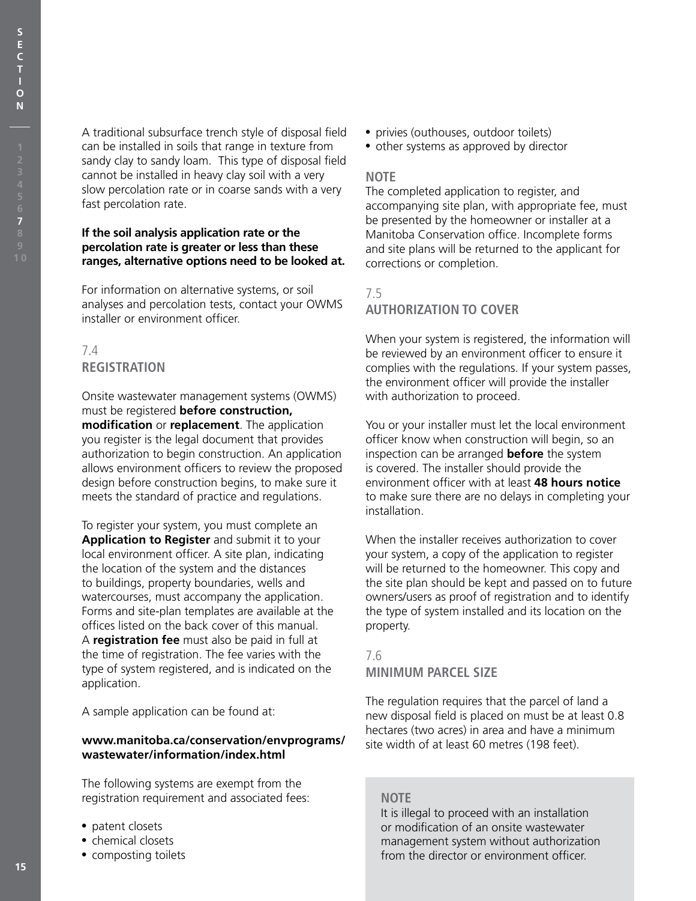A traditional subsurface trench style of disposal field can be installed in soils that range in texture from sandy clay to sandy loam. This type of disposal field cannot be installed in heavy clay soil with a very slow percolation rate or in coarse sands with a very fast percolation rate.

**If the soil analysis application rate or the percolation rate is greater or less than these ranges, alternative options need to be looked at.**

For information on alternative systems, or soil analyses and percolation tests, contact your OWMS installer or environment officer.

## 7.4 REGISTRATION

Onsite wastewater management systems (OWMS) must be registered **before construction, modification** or **replacement**. The application you register is the legal document that provides authorization to begin construction. An application allows environment officers to review the proposed design before construction begins, to make sure it meets the standard of practice and regulations.

To register your system, you must complete an **Application to Register** and submit it to your local environment officer. A site plan, indicating the location of the system and the distances to buildings, property boundaries, wells and watercourses, must accompany the application. Forms and site-plan templates are available at the offices listed on the back cover of this manual. A **registration fee** must also be paid in full at the time of registration. The fee varies with the type of system registered, and is indicated on the application.

A sample application can be found at:

**www.manitoba.ca/conservation/envprograms/wastewater/information/index.html**

The following systems are exempt from the registration requirement and associated fees:

- patent closets
- chemical closets
- composting toilets
- privies (outhouses, outdoor toilets)
- other systems as approved by director

**NOTE**

The completed application to register, and accompanying site plan, with appropriate fee, must be presented by the homeowner or installer at a Manitoba Conservation office. Incomplete forms and site plans will be returned to the applicant for corrections or completion.

## 7.5 AUTHORIZATION TO COVER

When your system is registered, the information will be reviewed by an environment officer to ensure it complies with the regulations. If your system passes, the environment officer will provide the installer with authorization to proceed.

You or your installer must let the local environment officer know when construction will begin, so an inspection can be arranged **before** the system is covered. The installer should provide the environment officer with at least **48 hours notice** to make sure there are no delays in completing your installation.

When the installer receives authorization to cover your system, a copy of the application to register will be returned to the homeowner. This copy and the site plan should be kept and passed on to future owners/users as proof of registration and to identify the type of system installed and its location on the property.

## 7.6 MINIMUM PARCEL SIZE

The regulation requires that the parcel of land a new disposal field is placed on must be at least 0.8 hectares (two acres) in area and have a minimum site width of at least 60 metres (198 feet).

**NOTE**

It is illegal to proceed with an installation or modification of an onsite wastewater management system without authorization from the director or environment officer.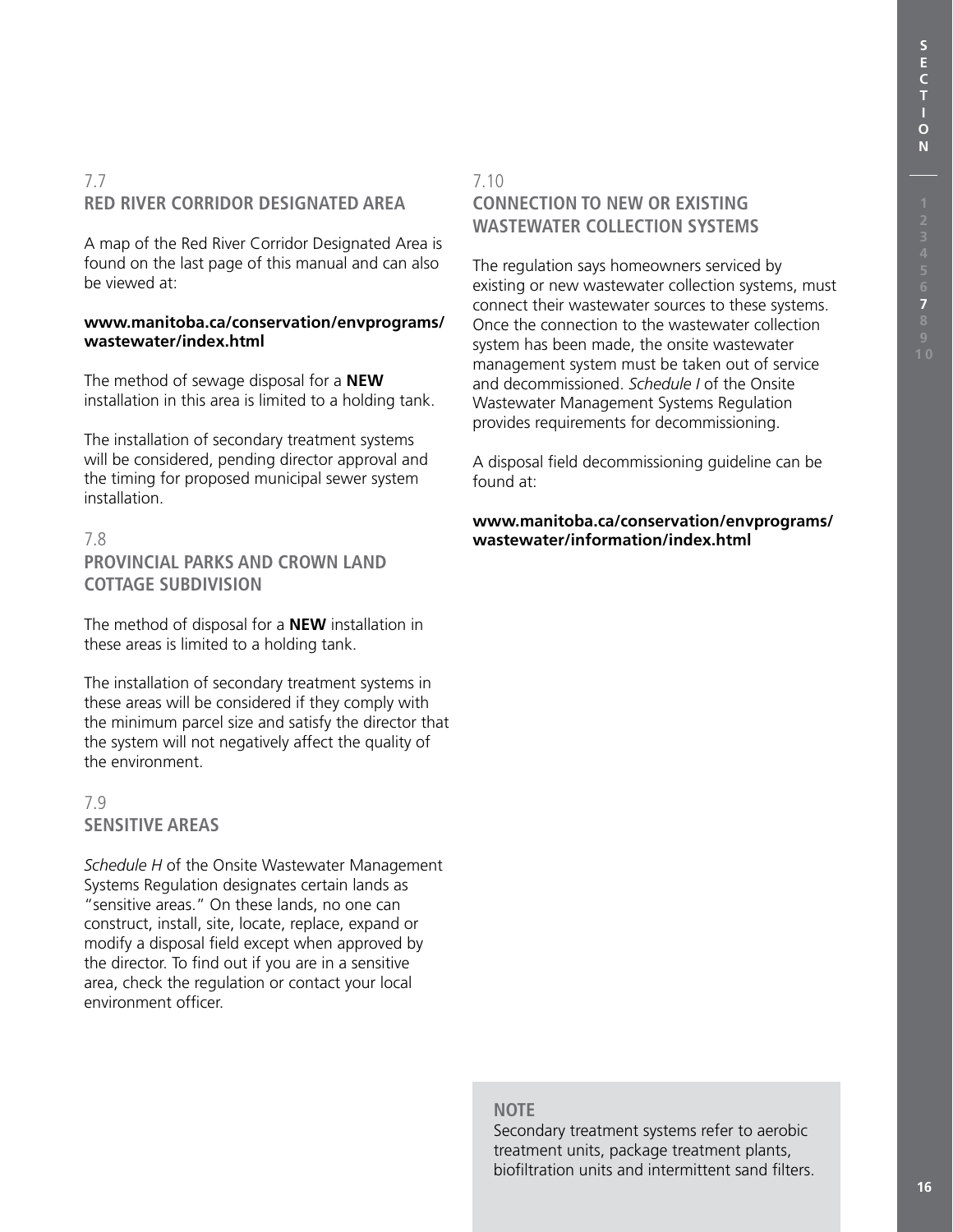## 7.7 RED RIVER CORRIDOR DESIGNATED AREA

A map of the Red River Corridor Designated Area is found on the last page of this manual and can also be viewed at:

**www.manitoba.ca/conservation/envprograms/wastewater/index.html**

The method of sewage disposal for a **NEW** installation in this area is limited to a holding tank.

The installation of secondary treatment systems will be considered, pending director approval and the timing for proposed municipal sewer system installation.

## 7.8 PROVINCIAL PARKS AND CROWN LAND COTTAGE SUBDIVISION

The method of disposal for a **NEW** installation in these areas is limited to a holding tank.

The installation of secondary treatment systems in these areas will be considered if they comply with the minimum parcel size and satisfy the director that the system will not negatively affect the quality of the environment.

## 7.9 SENSITIVE AREAS

*Schedule H* of the Onsite Wastewater Management Systems Regulation designates certain lands as "sensitive areas." On these lands, no one can construct, install, site, locate, replace, expand or modify a disposal field except when approved by the director. To find out if you are in a sensitive area, check the regulation or contact your local environment officer.

## 7.10 CONNECTION TO NEW OR EXISTING WASTEWATER COLLECTION SYSTEMS

The regulation says homeowners serviced by existing or new wastewater collection systems, must connect their wastewater sources to these systems. Once the connection to the wastewater collection system has been made, the onsite wastewater management system must be taken out of service and decommissioned. *Schedule I* of the Onsite Wastewater Management Systems Regulation provides requirements for decommissioning.

A disposal field decommissioning guideline can be found at:

**www.manitoba.ca/conservation/envprograms/wastewater/information/index.html**

**NOTE**

Secondary treatment systems refer to aerobic treatment units, package treatment plants, biofiltration units and intermittent sand filters.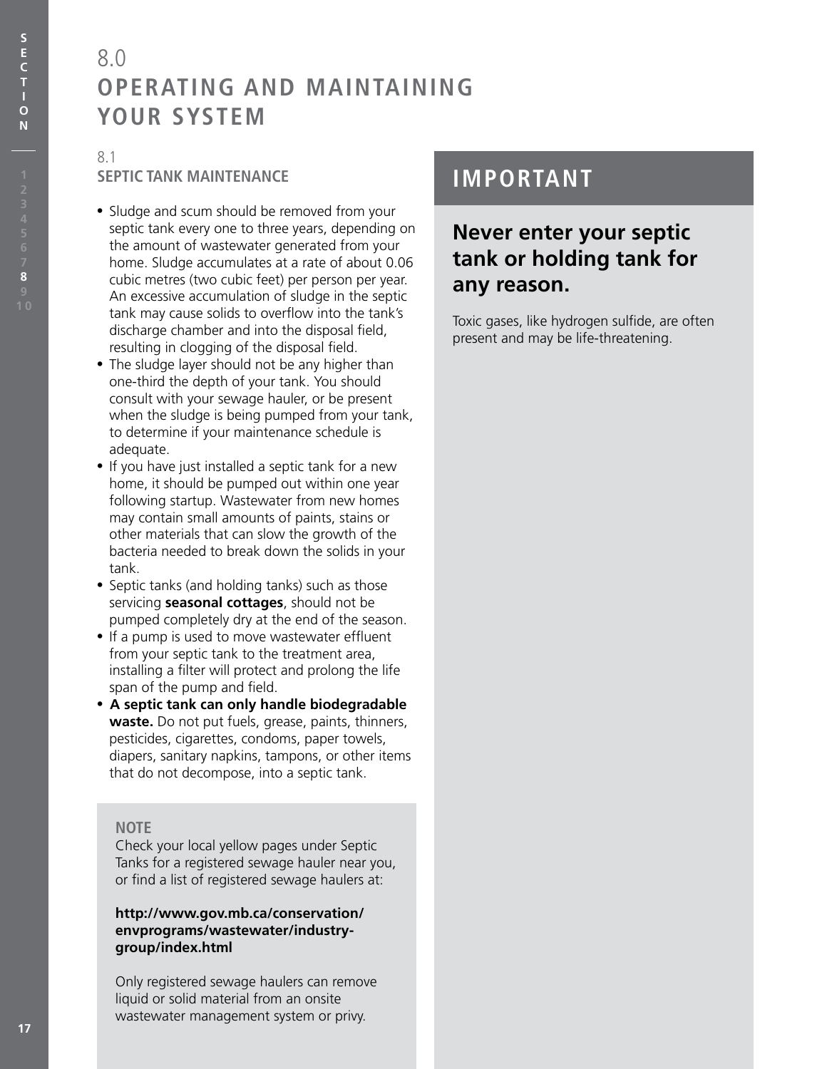# 8.0 OPERATING AND MAINTAINING YOUR SYSTEM

## 8.1 SEPTIC TANK MAINTENANCE

- Sludge and scum should be removed from your septic tank every one to three years, depending on the amount of wastewater generated from your home. Sludge accumulates at a rate of about 0.06 cubic metres (two cubic feet) per person per year. An excessive accumulation of sludge in the septic tank may cause solids to overflow into the tank's discharge chamber and into the disposal field, resulting in clogging of the disposal field.
- The sludge layer should not be any higher than one-third the depth of your tank. You should consult with your sewage hauler, or be present when the sludge is being pumped from your tank, to determine if your maintenance schedule is adequate.
- If you have just installed a septic tank for a new home, it should be pumped out within one year following startup. Wastewater from new homes may contain small amounts of paints, stains or other materials that can slow the growth of the bacteria needed to break down the solids in your tank.
- Septic tanks (and holding tanks) such as those servicing **seasonal cottages**, should not be pumped completely dry at the end of the season.
- If a pump is used to move wastewater effluent from your septic tank to the treatment area, installing a filter will protect and prolong the life span of the pump and field.
- **A septic tank can only handle biodegradable waste.** Do not put fuels, grease, paints, thinners, pesticides, cigarettes, condoms, paper towels, diapers, sanitary napkins, tampons, or other items that do not decompose, into a septic tank.

**NOTE**

Check your local yellow pages under Septic Tanks for a registered sewage hauler near you, or find a list of registered sewage haulers at:

**http://www.gov.mb.ca/conservation/envprograms/wastewater/industry-group/index.html**

Only registered sewage haulers can remove liquid or solid material from an onsite wastewater management system or privy.

## IMPORTANT

**Never enter your septic tank or holding tank for any reason.**

Toxic gases, like hydrogen sulfide, are often present and may be life-threatening.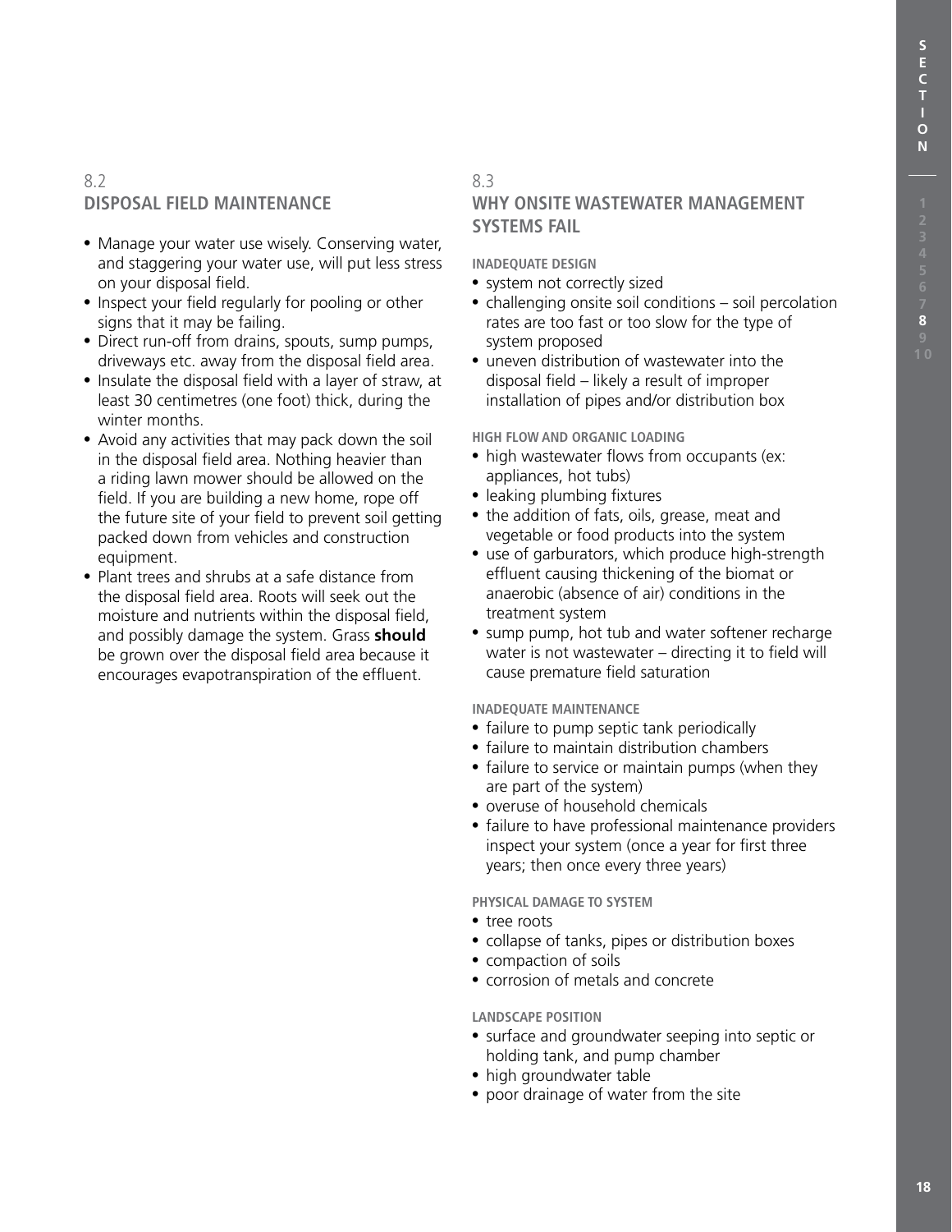## 8.2 DISPOSAL FIELD MAINTENANCE

- Manage your water use wisely. Conserving water, and staggering your water use, will put less stress on your disposal field.
- Inspect your field regularly for pooling or other signs that it may be failing.
- Direct run-off from drains, spouts, sump pumps, driveways etc. away from the disposal field area.
- Insulate the disposal field with a layer of straw, at least 30 centimetres (one foot) thick, during the winter months.
- Avoid any activities that may pack down the soil in the disposal field area. Nothing heavier than a riding lawn mower should be allowed on the field. If you are building a new home, rope off the future site of your field to prevent soil getting packed down from vehicles and construction equipment.
- Plant trees and shrubs at a safe distance from the disposal field area. Roots will seek out the moisture and nutrients within the disposal field, and possibly damage the system. Grass **should** be grown over the disposal field area because it encourages evapotranspiration of the effluent.

## 8.3 WHY ONSITE WASTEWATER MANAGEMENT SYSTEMS FAIL

#### INADEQUATE DESIGN

- system not correctly sized
- challenging onsite soil conditions – soil percolation rates are too fast or too slow for the type of system proposed
- uneven distribution of wastewater into the disposal field – likely a result of improper installation of pipes and/or distribution box

#### HIGH FLOW AND ORGANIC LOADING

- high wastewater flows from occupants (ex: appliances, hot tubs)
- leaking plumbing fixtures
- the addition of fats, oils, grease, meat and vegetable or food products into the system
- use of garburators, which produce high-strength effluent causing thickening of the biomat or anaerobic (absence of air) conditions in the treatment system
- sump pump, hot tub and water softener recharge water is not wastewater – directing it to field will cause premature field saturation

#### INADEQUATE MAINTENANCE

- failure to pump septic tank periodically
- failure to maintain distribution chambers
- failure to service or maintain pumps (when they are part of the system)
- overuse of household chemicals
- failure to have professional maintenance providers inspect your system (once a year for first three years; then once every three years)

#### PHYSICAL DAMAGE TO SYSTEM

- tree roots
- collapse of tanks, pipes or distribution boxes
- compaction of soils
- corrosion of metals and concrete

#### LANDSCAPE POSITION

- surface and groundwater seeping into septic or holding tank, and pump chamber
- high groundwater table
- poor drainage of water from the site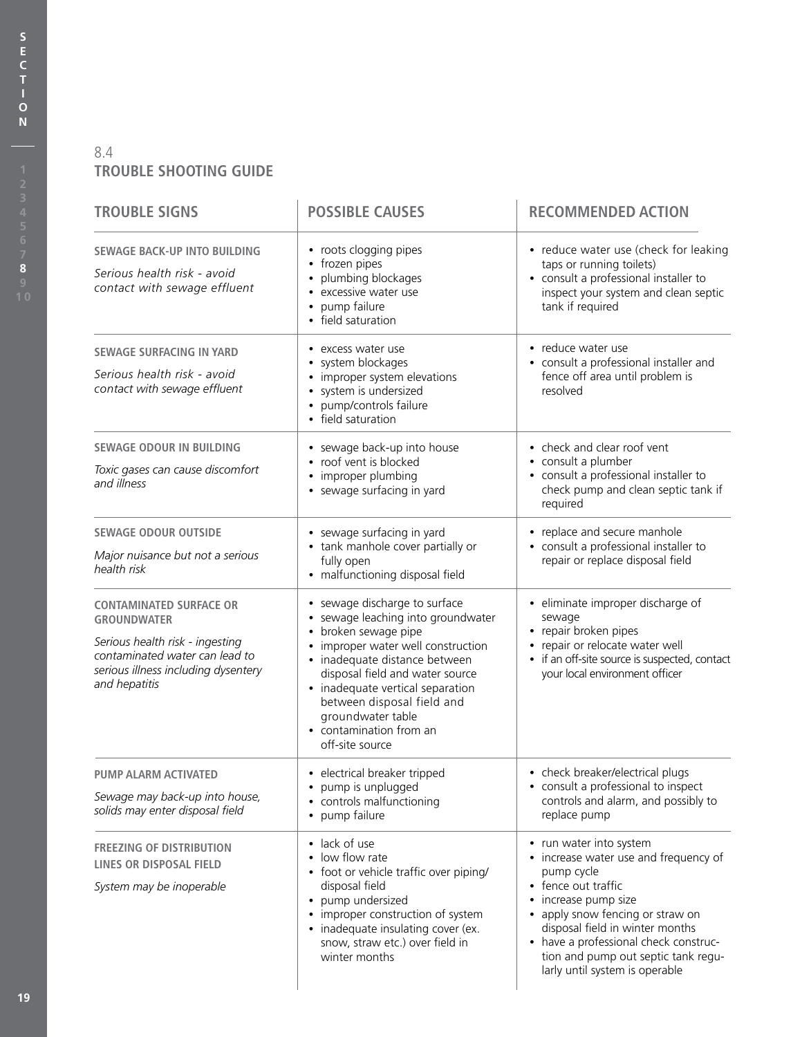## 8.4
## TROUBLE SHOOTING GUIDE

| TROUBLE SIGNS | POSSIBLE CAUSES | RECOMMENDED ACTION |
|---|---|---|
| **SEWAGE BACK-UP INTO BUILDING**<br>*Serious health risk - avoid contact with sewage effluent* | • roots clogging pipes<br>• frozen pipes<br>• plumbing blockages<br>• excessive water use<br>• pump failure<br>• field saturation | • reduce water use (check for leaking taps or running toilets)<br>• consult a professional installer to inspect your system and clean septic tank if required |
| **SEWAGE SURFACING IN YARD**<br>*Serious health risk - avoid contact with sewage effluent* | • excess water use<br>• system blockages<br>• improper system elevations<br>• system is undersized<br>• pump/controls failure<br>• field saturation | • reduce water use<br>• consult a professional installer and fence off area until problem is resolved |
| **SEWAGE ODOUR IN BUILDING**<br>*Toxic gases can cause discomfort and illness* | • sewage back-up into house<br>• roof vent is blocked<br>• improper plumbing<br>• sewage surfacing in yard | • check and clear roof vent<br>• consult a plumber<br>• consult a professional installer to check pump and clean septic tank if required |
| **SEWAGE ODOUR OUTSIDE**<br>*Major nuisance but not a serious health risk* | • sewage surfacing in yard<br>• tank manhole cover partially or fully open<br>• malfunctioning disposal field | • replace and secure manhole<br>• consult a professional installer to repair or replace disposal field |
| **CONTAMINATED SURFACE OR GROUNDWATER**<br>*Serious health risk - ingesting contaminated water can lead to serious illness including dysentery and hepatitis* | • sewage discharge to surface<br>• sewage leaching into groundwater<br>• broken sewage pipe<br>• improper water well construction<br>• inadequate distance between disposal field and water source<br>• inadequate vertical separation between disposal field and groundwater table<br>• contamination from an off-site source | • eliminate improper discharge of sewage<br>• repair broken pipes<br>• repair or relocate water well<br>• if an off-site source is suspected, contact your local environment officer |
| **PUMP ALARM ACTIVATED**<br>*Sewage may back-up into house, solids may enter disposal field* | • electrical breaker tripped<br>• pump is unplugged<br>• controls malfunctioning<br>• pump failure | • check breaker/electrical plugs<br>• consult a professional to inspect controls and alarm, and possibly to replace pump |
| **FREEZING OF DISTRIBUTION LINES OR DISPOSAL FIELD**<br>*System may be inoperable* | • lack of use<br>• low flow rate<br>• foot or vehicle traffic over piping/disposal field<br>• pump undersized<br>• improper construction of system<br>• inadequate insulating cover (ex. snow, straw etc.) over field in winter months | • run water into system<br>• increase water use and frequency of pump cycle<br>• fence out traffic<br>• increase pump size<br>• apply snow fencing or straw on disposal field in winter months<br>• have a professional check construction and pump out septic tank regularly until system is operable |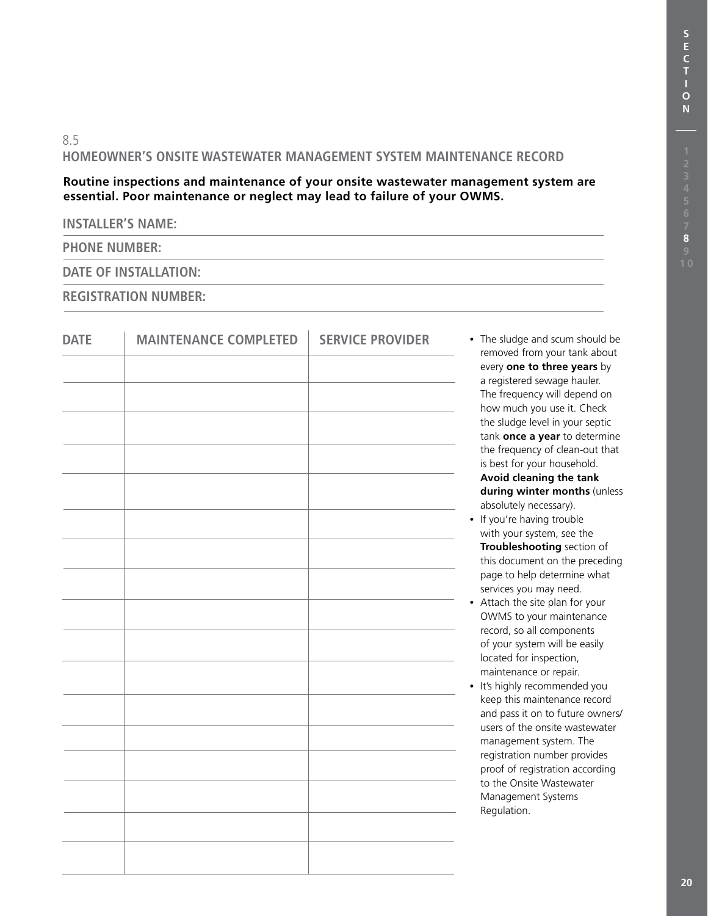## 8.5
## HOMEOWNER'S ONSITE WASTEWATER MANAGEMENT SYSTEM MAINTENANCE RECORD

**Routine inspections and maintenance of your onsite wastewater management system are essential. Poor maintenance or neglect may lead to failure of your OWMS.**

**INSTALLER'S NAME:**

**PHONE NUMBER:**

**DATE OF INSTALLATION:**

**REGISTRATION NUMBER:**

| DATE | MAINTENANCE COMPLETED | SERVICE PROVIDER |
|---|---|---|
| | | |
| | | |
| | | |
| | | |
| | | |
| | | |
| | | |
| | | |
| | | |
| | | |
| | | |
| | | |
| | | |
| | | |
| | | |
| | | |
| | | |

- The sludge and scum should be removed from your tank about every **one to three years** by a registered sewage hauler. The frequency will depend on how much you use it. Check the sludge level in your septic tank **once a year** to determine the frequency of clean-out that is best for your household. **Avoid cleaning the tank during winter months** (unless absolutely necessary).
- If you're having trouble with your system, see the **Troubleshooting** section of this document on the preceding page to help determine what services you may need.
- Attach the site plan for your OWMS to your maintenance record, so all components of your system will be easily located for inspection, maintenance or repair.
- It's highly recommended you keep this maintenance record and pass it on to future owners/ users of the onsite wastewater management system. The registration number provides proof of registration according to the Onsite Wastewater Management Systems Regulation.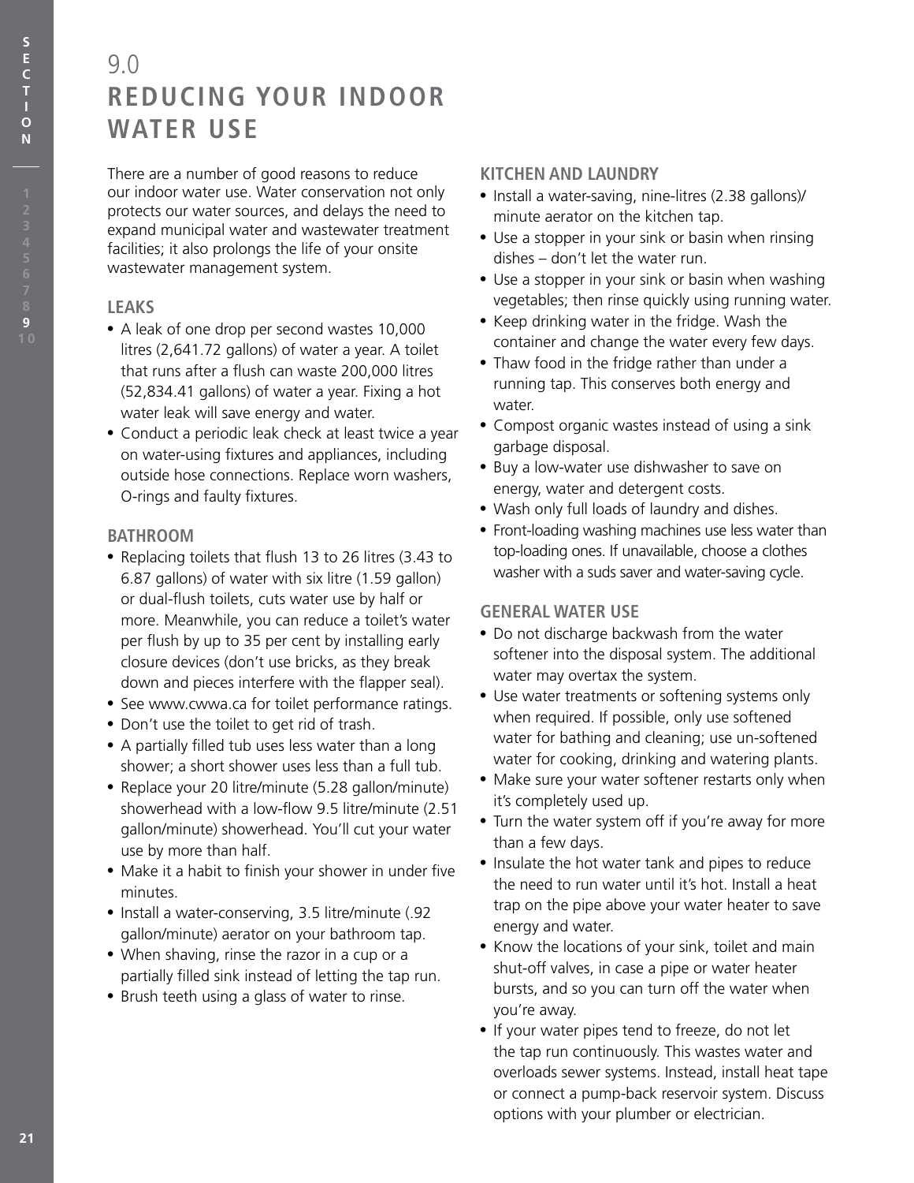# 9.0 REDUCING YOUR INDOOR WATER USE

There are a number of good reasons to reduce our indoor water use. Water conservation not only protects our water sources, and delays the need to expand municipal water and wastewater treatment facilities; it also prolongs the life of your onsite wastewater management system.

## LEAKS

- A leak of one drop per second wastes 10,000 litres (2,641.72 gallons) of water a year. A toilet that runs after a flush can waste 200,000 litres (52,834.41 gallons) of water a year. Fixing a hot water leak will save energy and water.
- Conduct a periodic leak check at least twice a year on water-using fixtures and appliances, including outside hose connections. Replace worn washers, O-rings and faulty fixtures.

## BATHROOM

- Replacing toilets that flush 13 to 26 litres (3.43 to 6.87 gallons) of water with six litre (1.59 gallon) or dual-flush toilets, cuts water use by half or more. Meanwhile, you can reduce a toilet's water per flush by up to 35 per cent by installing early closure devices (don't use bricks, as they break down and pieces interfere with the flapper seal).
- See www.cwwa.ca for toilet performance ratings.
- Don't use the toilet to get rid of trash.
- A partially filled tub uses less water than a long shower; a short shower uses less than a full tub.
- Replace your 20 litre/minute (5.28 gallon/minute) showerhead with a low-flow 9.5 litre/minute (2.51 gallon/minute) showerhead. You'll cut your water use by more than half.
- Make it a habit to finish your shower in under five minutes.
- Install a water-conserving, 3.5 litre/minute (.92 gallon/minute) aerator on your bathroom tap.
- When shaving, rinse the razor in a cup or a partially filled sink instead of letting the tap run.
- Brush teeth using a glass of water to rinse.

## KITCHEN AND LAUNDRY

- Install a water-saving, nine-litres (2.38 gallons)/ minute aerator on the kitchen tap.
- Use a stopper in your sink or basin when rinsing dishes – don't let the water run.
- Use a stopper in your sink or basin when washing vegetables; then rinse quickly using running water.
- Keep drinking water in the fridge. Wash the container and change the water every few days.
- Thaw food in the fridge rather than under a running tap. This conserves both energy and water.
- Compost organic wastes instead of using a sink garbage disposal.
- Buy a low-water use dishwasher to save on energy, water and detergent costs.
- Wash only full loads of laundry and dishes.
- Front-loading washing machines use less water than top-loading ones. If unavailable, choose a clothes washer with a suds saver and water-saving cycle.

## GENERAL WATER USE

- Do not discharge backwash from the water softener into the disposal system. The additional water may overtax the system.
- Use water treatments or softening systems only when required. If possible, only use softened water for bathing and cleaning; use un-softened water for cooking, drinking and watering plants.
- Make sure your water softener restarts only when it's completely used up.
- Turn the water system off if you're away for more than a few days.
- Insulate the hot water tank and pipes to reduce the need to run water until it's hot. Install a heat trap on the pipe above your water heater to save energy and water.
- Know the locations of your sink, toilet and main shut-off valves, in case a pipe or water heater bursts, and so you can turn off the water when you're away.
- If your water pipes tend to freeze, do not let the tap run continuously. This wastes water and overloads sewer systems. Instead, install heat tape or connect a pump-back reservoir system. Discuss options with your plumber or electrician.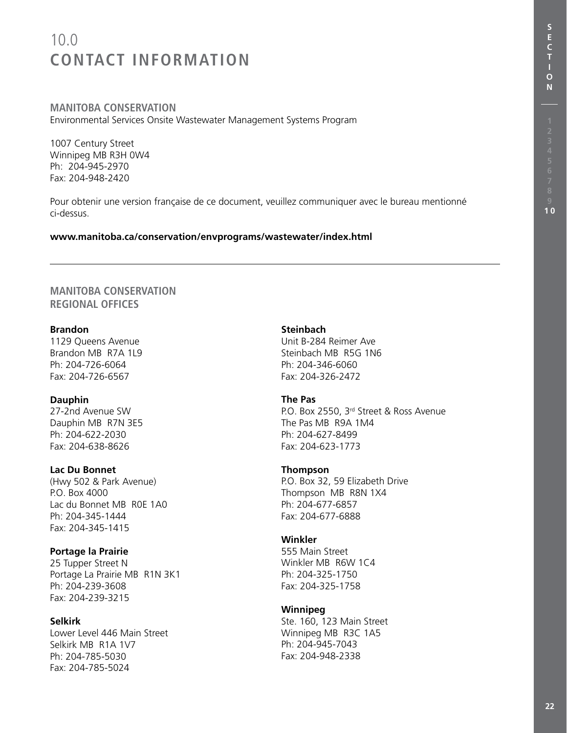# 10.0 CONTACT INFORMATION

## MANITOBA CONSERVATION

Environmental Services Onsite Wastewater Management Systems Program

1007 Century Street  
Winnipeg MB R3H 0W4  
Ph: 204-945-2970  
Fax: 204-948-2420

Pour obtenir une version française de ce document, veuillez communiquer avec le bureau mentionné ci-dessus.

**www.manitoba.ca/conservation/envprograms/wastewater/index.html**

---

## MANITOBA CONSERVATION REGIONAL OFFICES

**Brandon**  
1129 Queens Avenue  
Brandon MB R7A 1L9  
Ph: 204-726-6064  
Fax: 204-726-6567

**Dauphin**  
27-2nd Avenue SW  
Dauphin MB R7N 3E5  
Ph: 204-622-2030  
Fax: 204-638-8626

**Lac Du Bonnet**  
(Hwy 502 & Park Avenue)  
P.O. Box 4000  
Lac du Bonnet MB R0E 1A0  
Ph: 204-345-1444  
Fax: 204-345-1415

**Portage la Prairie**  
25 Tupper Street N  
Portage La Prairie MB R1N 3K1  
Ph: 204-239-3608  
Fax: 204-239-3215

**Selkirk**  
Lower Level 446 Main Street  
Selkirk MB R1A 1V7  
Ph: 204-785-5030  
Fax: 204-785-5024

**Steinbach**  
Unit B-284 Reimer Ave  
Steinbach MB R5G 1N6  
Ph: 204-346-6060  
Fax: 204-326-2472

**The Pas**  
P.O. Box 2550, 3rd Street & Ross Avenue  
The Pas MB R9A 1M4  
Ph: 204-627-8499  
Fax: 204-623-1773

**Thompson**  
P.O. Box 32, 59 Elizabeth Drive  
Thompson MB R8N 1X4  
Ph: 204-677-6857  
Fax: 204-677-6888

**Winkler**  
555 Main Street  
Winkler MB R6W 1C4  
Ph: 204-325-1750  
Fax: 204-325-1758

**Winnipeg**  
Ste. 160, 123 Main Street  
Winnipeg MB R3C 1A5  
Ph: 204-945-7043  
Fax: 204-948-2338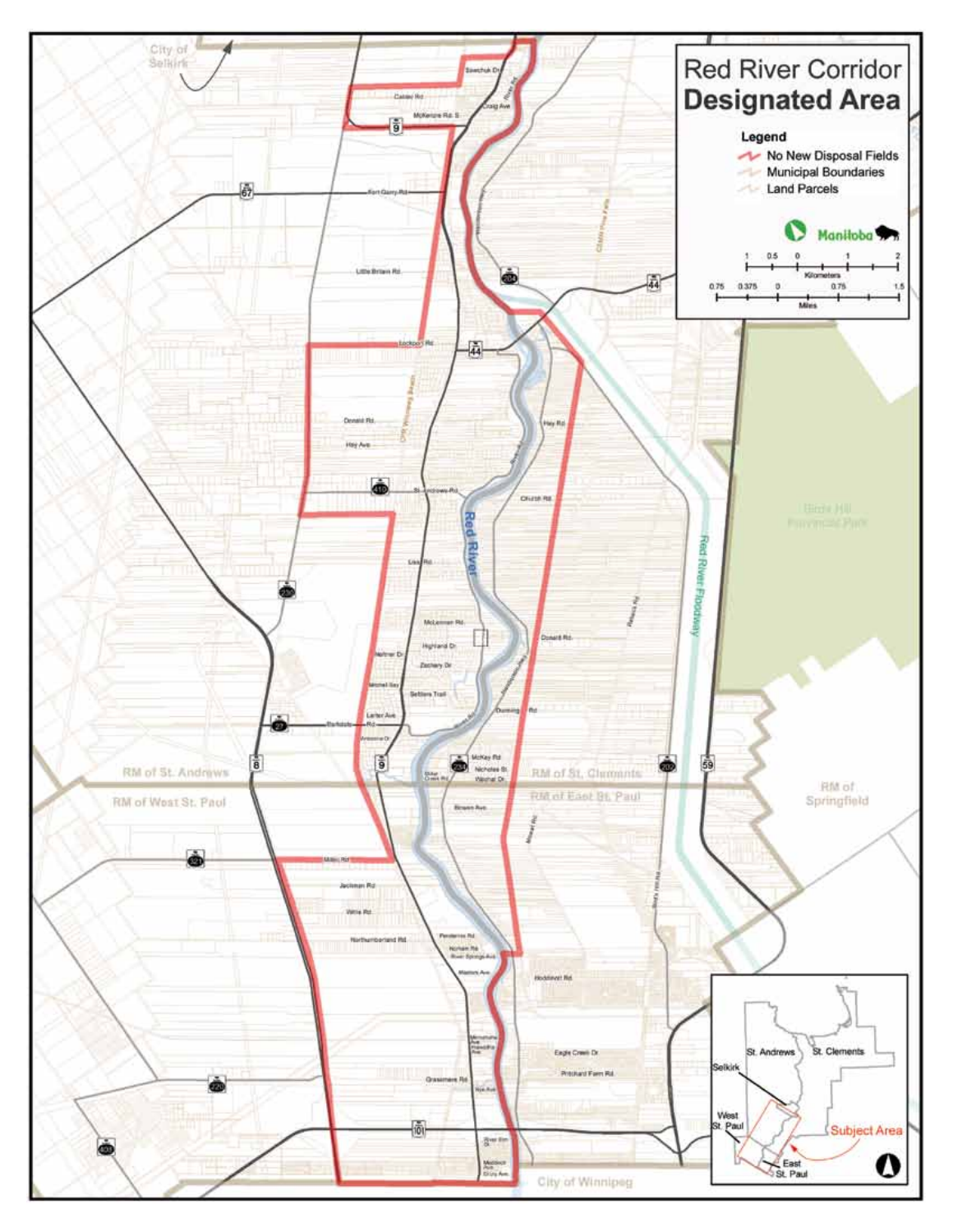# Red River Corridor Designated Area

**Legend**

- No New Disposal Fields
- Municipal Boundaries
- Land Parcels